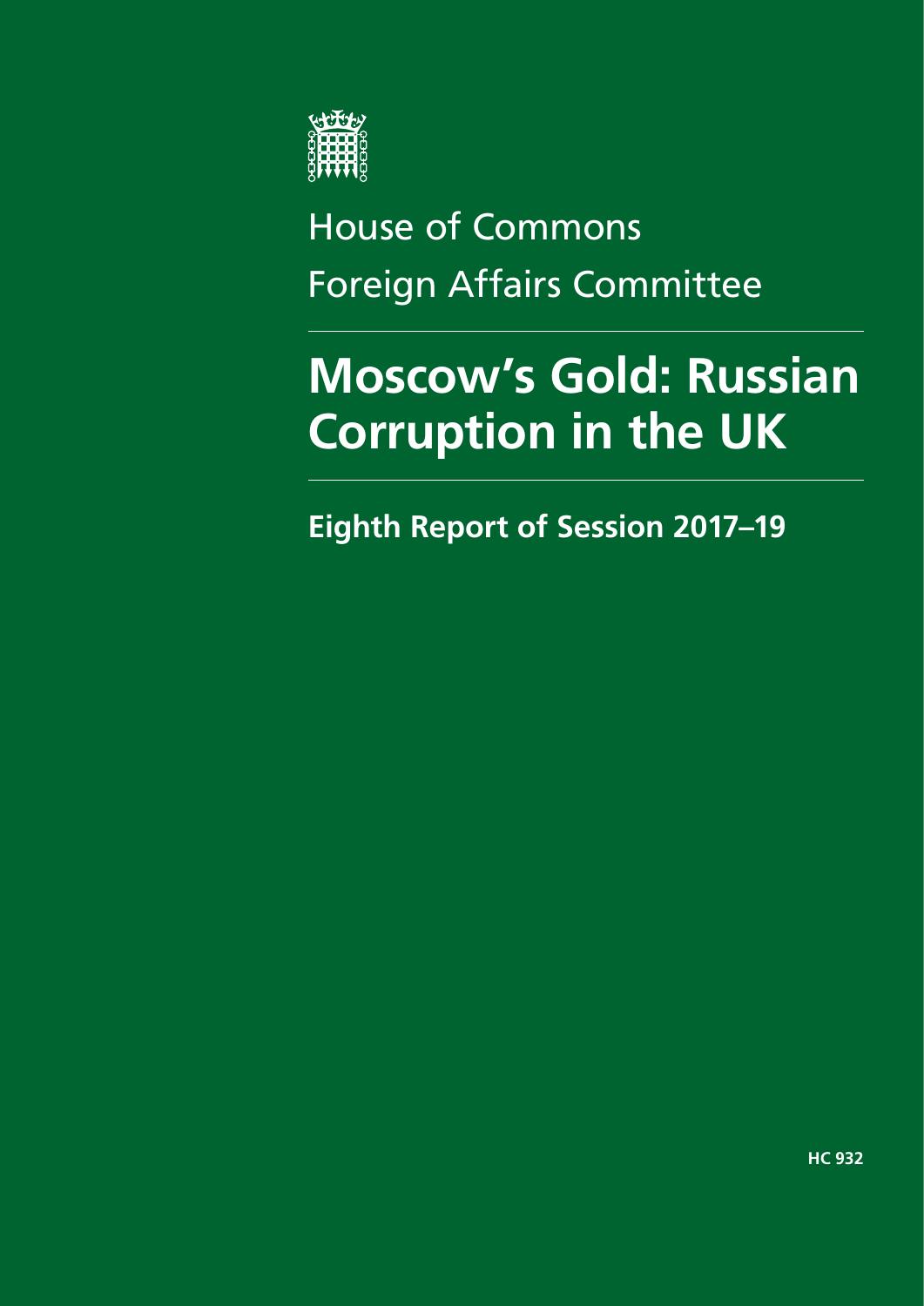House of Commons
Foreign Affairs Committee

# Moscow's Gold: Russian Corruption in the UK

## Eighth Report of Session 2017–19

HC 932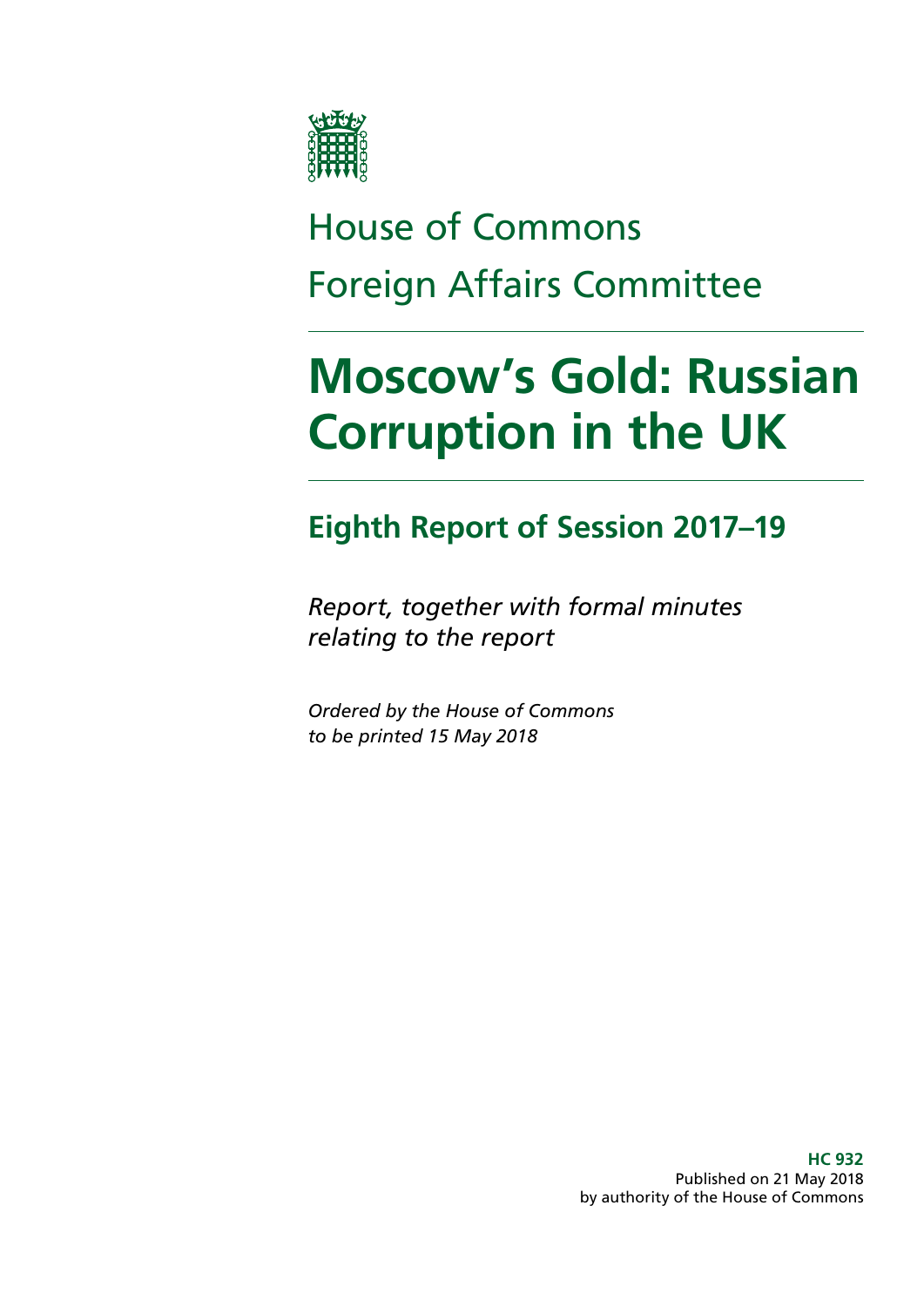# House of Commons
# Foreign Affairs Committee

# Moscow's Gold: Russian Corruption in the UK

## Eighth Report of Session 2017–19

*Report, together with formal minutes relating to the report*

*Ordered by the House of Commons to be printed 15 May 2018*

**HC 932**
Published on 21 May 2018
by authority of the House of Commons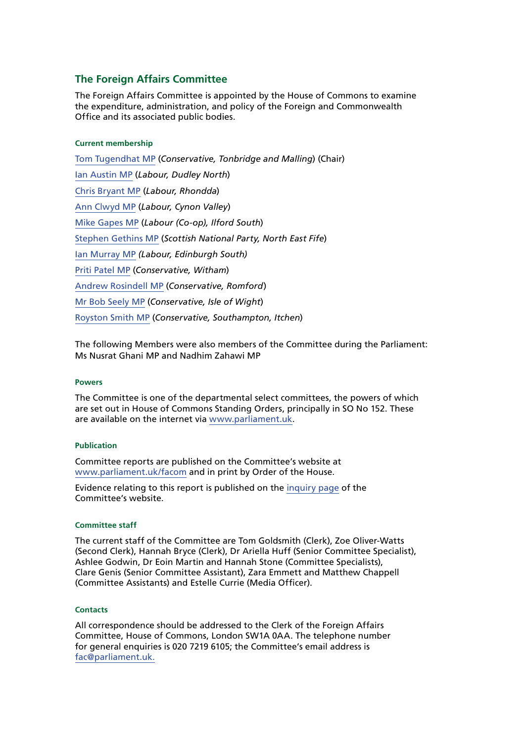## The Foreign Affairs Committee

The Foreign Affairs Committee is appointed by the House of Commons to examine the expenditure, administration, and policy of the Foreign and Commonwealth Office and its associated public bodies.

#### Current membership

Tom Tugendhat MP (*Conservative, Tonbridge and Malling*) (Chair)

Ian Austin MP (*Labour, Dudley North*)

Chris Bryant MP (*Labour, Rhondda*)

Ann Clwyd MP (*Labour, Cynon Valley*)

Mike Gapes MP (*Labour (Co-op), Ilford South*)

Stephen Gethins MP (*Scottish National Party, North East Fife*)

Ian Murray MP *(Labour, Edinburgh South)*

Priti Patel MP (*Conservative, Witham*)

Andrew Rosindell MP (*Conservative, Romford*)

Mr Bob Seely MP (*Conservative, Isle of Wight*)

Royston Smith MP (*Conservative, Southampton, Itchen*)

The following Members were also members of the Committee during the Parliament: Ms Nusrat Ghani MP and Nadhim Zahawi MP

#### Powers

The Committee is one of the departmental select committees, the powers of which are set out in House of Commons Standing Orders, principally in SO No 152. These are available on the internet via www.parliament.uk.

#### Publication

Committee reports are published on the Committee's website at www.parliament.uk/facom and in print by Order of the House.

Evidence relating to this report is published on the inquiry page of the Committee's website.

#### Committee staff

The current staff of the Committee are Tom Goldsmith (Clerk), Zoe Oliver-Watts (Second Clerk), Hannah Bryce (Clerk), Dr Ariella Huff (Senior Committee Specialist), Ashlee Godwin, Dr Eoin Martin and Hannah Stone (Committee Specialists), Clare Genis (Senior Committee Assistant), Zara Emmett and Matthew Chappell (Committee Assistants) and Estelle Currie (Media Officer).

#### Contacts

All correspondence should be addressed to the Clerk of the Foreign Affairs Committee, House of Commons, London SW1A 0AA. The telephone number for general enquiries is 020 7219 6105; the Committee's email address is fac@parliament.uk.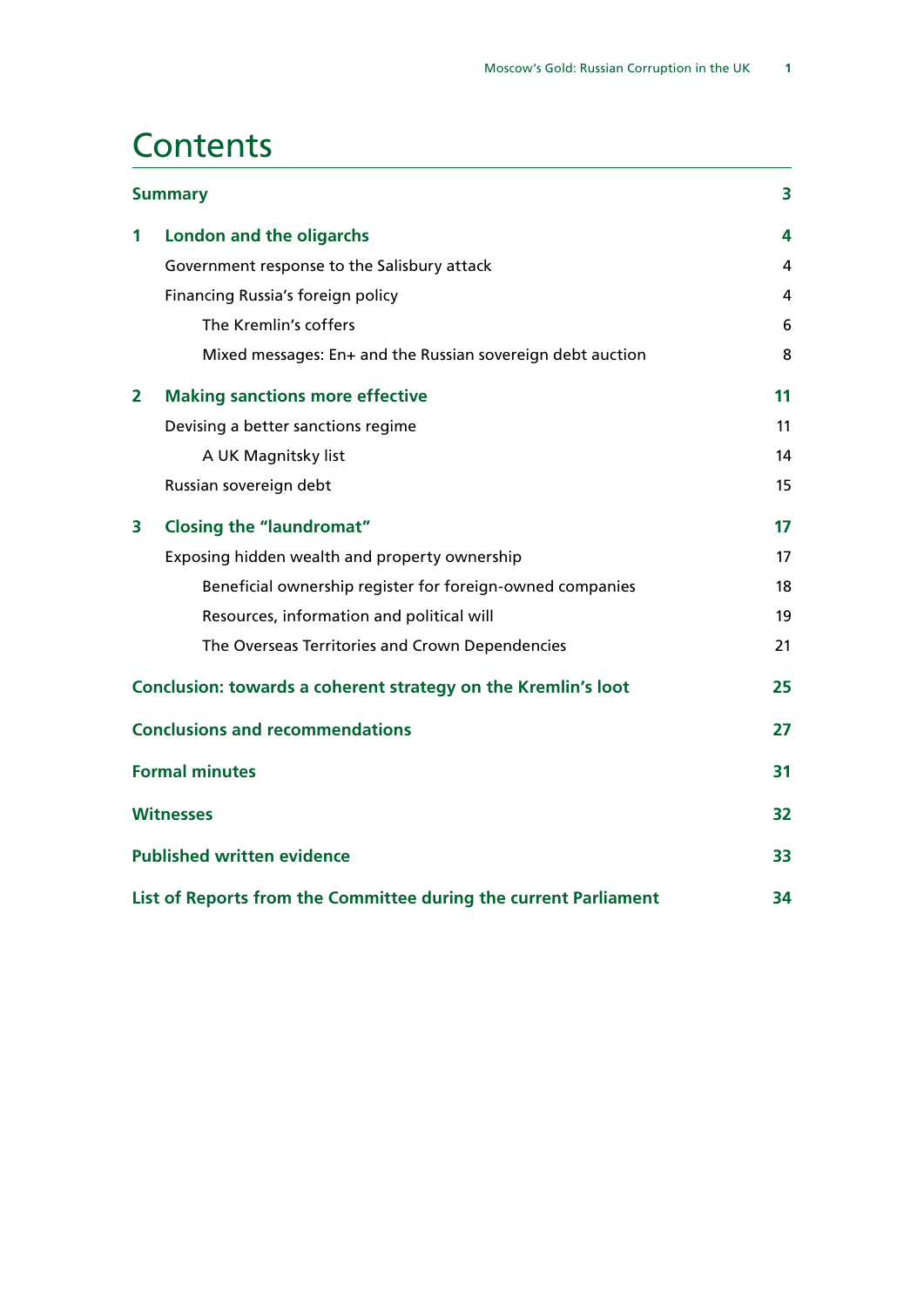# Contents

| | | |
|---|---|---|
| **Summary** | | **3** |
| **1** | **London and the oligarchs** | **4** |
| | Government response to the Salisbury attack | 4 |
| | Financing Russia's foreign policy | 4 |
| | The Kremlin's coffers | 6 |
| | Mixed messages: En+ and the Russian sovereign debt auction | 8 |
| **2** | **Making sanctions more effective** | **11** |
| | Devising a better sanctions regime | 11 |
| | A UK Magnitsky list | 14 |
| | Russian sovereign debt | 15 |
| **3** | **Closing the "laundromat"** | **17** |
| | Exposing hidden wealth and property ownership | 17 |
| | Beneficial ownership register for foreign-owned companies | 18 |
| | Resources, information and political will | 19 |
| | The Overseas Territories and Crown Dependencies | 21 |
| **Conclusion: towards a coherent strategy on the Kremlin's loot** | | **25** |
| **Conclusions and recommendations** | | **27** |
| **Formal minutes** | | **31** |
| **Witnesses** | | **32** |
| **Published written evidence** | | **33** |
| **List of Reports from the Committee during the current Parliament** | | **34** |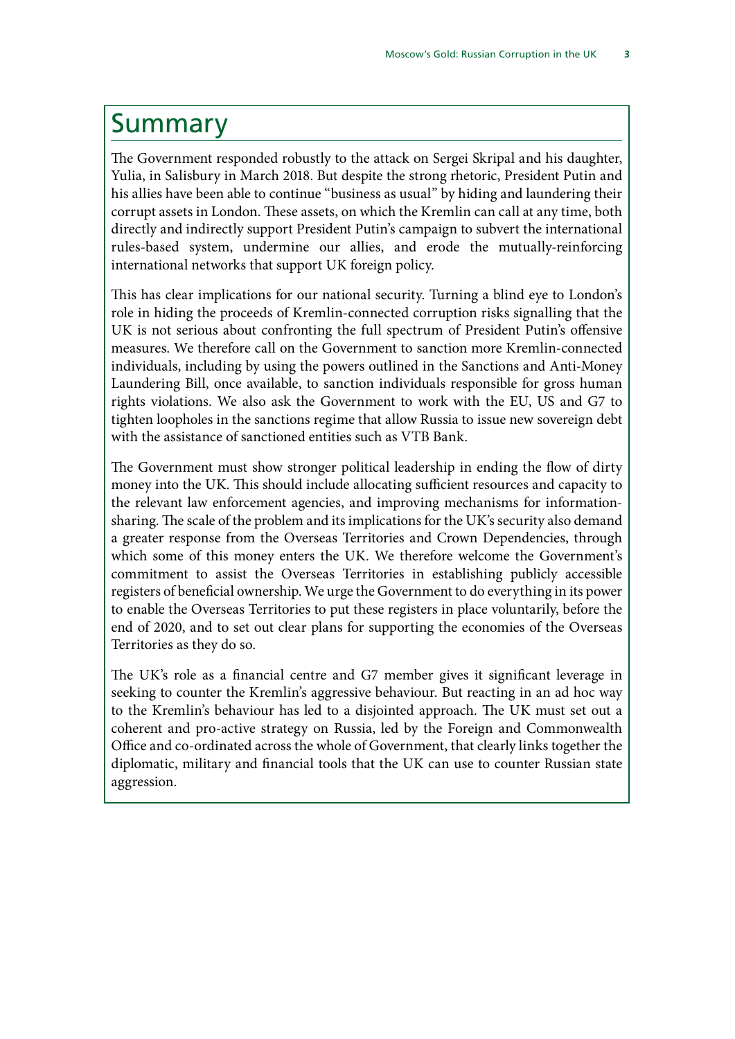# Summary

The Government responded robustly to the attack on Sergei Skripal and his daughter, Yulia, in Salisbury in March 2018. But despite the strong rhetoric, President Putin and his allies have been able to continue "business as usual" by hiding and laundering their corrupt assets in London. These assets, on which the Kremlin can call at any time, both directly and indirectly support President Putin's campaign to subvert the international rules-based system, undermine our allies, and erode the mutually-reinforcing international networks that support UK foreign policy.

This has clear implications for our national security. Turning a blind eye to London's role in hiding the proceeds of Kremlin-connected corruption risks signalling that the UK is not serious about confronting the full spectrum of President Putin's offensive measures. We therefore call on the Government to sanction more Kremlin-connected individuals, including by using the powers outlined in the Sanctions and Anti-Money Laundering Bill, once available, to sanction individuals responsible for gross human rights violations. We also ask the Government to work with the EU, US and G7 to tighten loopholes in the sanctions regime that allow Russia to issue new sovereign debt with the assistance of sanctioned entities such as VTB Bank.

The Government must show stronger political leadership in ending the flow of dirty money into the UK. This should include allocating sufficient resources and capacity to the relevant law enforcement agencies, and improving mechanisms for information-sharing. The scale of the problem and its implications for the UK's security also demand a greater response from the Overseas Territories and Crown Dependencies, through which some of this money enters the UK. We therefore welcome the Government's commitment to assist the Overseas Territories in establishing publicly accessible registers of beneficial ownership. We urge the Government to do everything in its power to enable the Overseas Territories to put these registers in place voluntarily, before the end of 2020, and to set out clear plans for supporting the economies of the Overseas Territories as they do so.

The UK's role as a financial centre and G7 member gives it significant leverage in seeking to counter the Kremlin's aggressive behaviour. But reacting in an ad hoc way to the Kremlin's behaviour has led to a disjointed approach. The UK must set out a coherent and pro-active strategy on Russia, led by the Foreign and Commonwealth Office and co-ordinated across the whole of Government, that clearly links together the diplomatic, military and financial tools that the UK can use to counter Russian state aggression.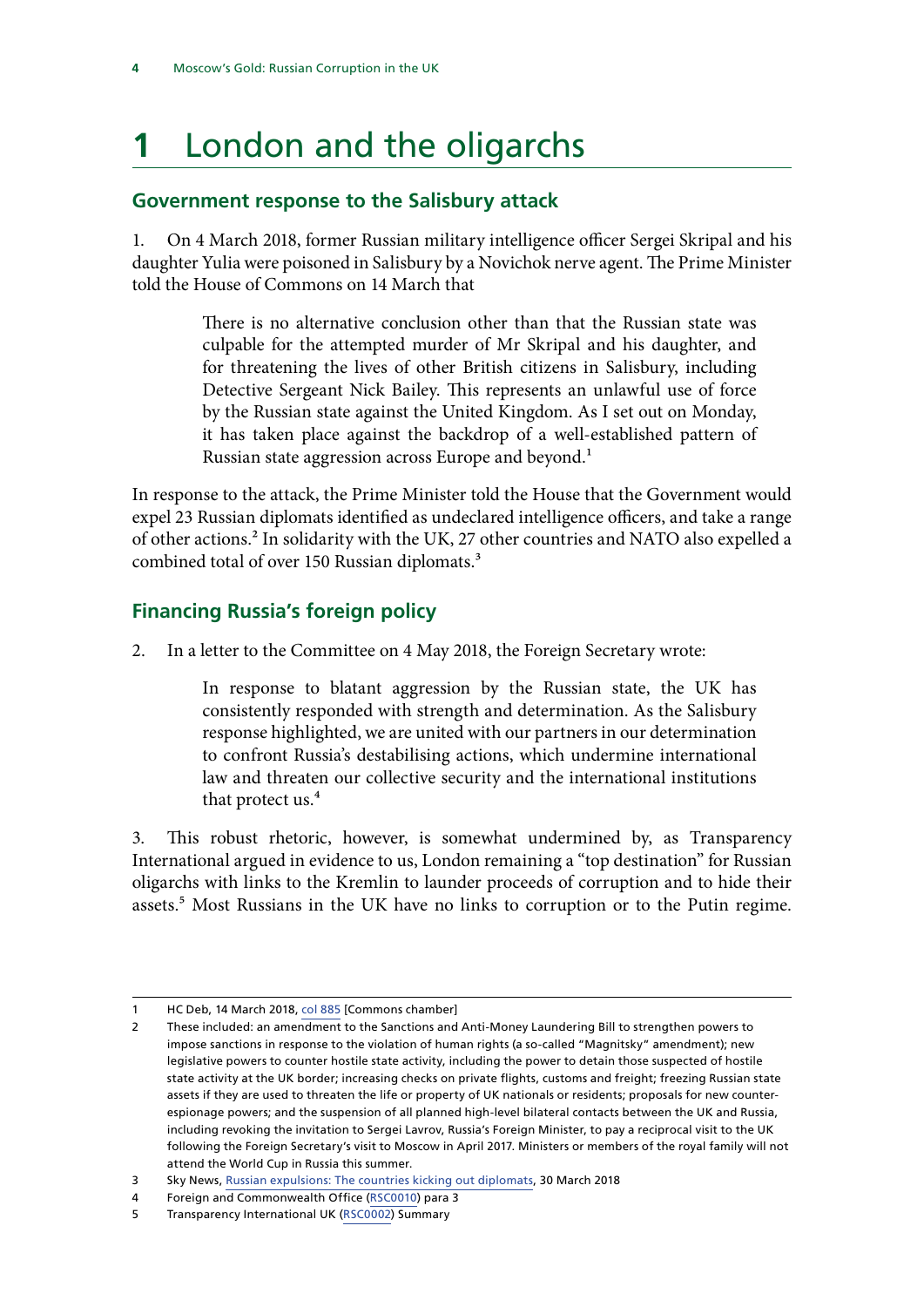# 1 London and the oligarchs

## Government response to the Salisbury attack

1. On 4 March 2018, former Russian military intelligence officer Sergei Skripal and his daughter Yulia were poisoned in Salisbury by a Novichok nerve agent. The Prime Minister told the House of Commons on 14 March that

> There is no alternative conclusion other than that the Russian state was culpable for the attempted murder of Mr Skripal and his daughter, and for threatening the lives of other British citizens in Salisbury, including Detective Sergeant Nick Bailey. This represents an unlawful use of force by the Russian state against the United Kingdom. As I set out on Monday, it has taken place against the backdrop of a well-established pattern of Russian state aggression across Europe and beyond.[1]

In response to the attack, the Prime Minister told the House that the Government would expel 23 Russian diplomats identified as undeclared intelligence officers, and take a range of other actions.[2] In solidarity with the UK, 27 other countries and NATO also expelled a combined total of over 150 Russian diplomats.[3]

## Financing Russia's foreign policy

2. In a letter to the Committee on 4 May 2018, the Foreign Secretary wrote:

> In response to blatant aggression by the Russian state, the UK has consistently responded with strength and determination. As the Salisbury response highlighted, we are united with our partners in our determination to confront Russia's destabilising actions, which undermine international law and threaten our collective security and the international institutions that protect us.[4]

3. This robust rhetoric, however, is somewhat undermined by, as Transparency International argued in evidence to us, London remaining a "top destination" for Russian oligarchs with links to the Kremlin to launder proceeds of corruption and to hide their assets.[5] Most Russians in the UK have no links to corruption or to the Putin regime.

---

1 HC Deb, 14 March 2018, col 885 [Commons chamber]

2 These included: an amendment to the Sanctions and Anti-Money Laundering Bill to strengthen powers to impose sanctions in response to the violation of human rights (a so-called "Magnitsky" amendment); new legislative powers to counter hostile state activity, including the power to detain those suspected of hostile state activity at the UK border; increasing checks on private flights, customs and freight; freezing Russian state assets if they are used to threaten the life or property of UK nationals or residents; proposals for new counter-espionage powers; and the suspension of all planned high-level bilateral contacts between the UK and Russia, including revoking the invitation to Sergei Lavrov, Russia's Foreign Minister, to pay a reciprocal visit to the UK following the Foreign Secretary's visit to Moscow in April 2017. Ministers or members of the royal family will not attend the World Cup in Russia this summer.

3 Sky News, Russian expulsions: The countries kicking out diplomats, 30 March 2018

4 Foreign and Commonwealth Office (RSC0010) para 3

5 Transparency International UK (RSC0002) Summary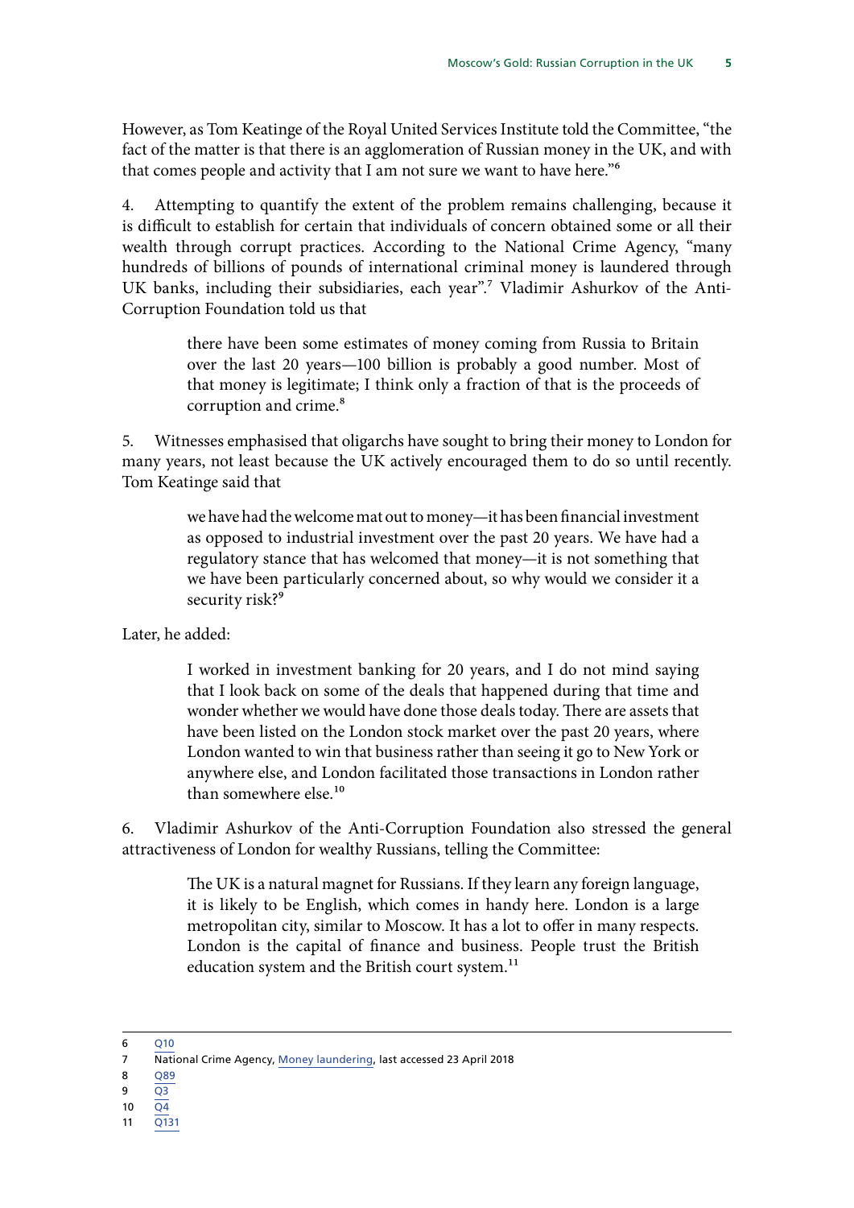However, as Tom Keatinge of the Royal United Services Institute told the Committee, "the fact of the matter is that there is an agglomeration of Russian money in the UK, and with that comes people and activity that I am not sure we want to have here."[6]

4. Attempting to quantify the extent of the problem remains challenging, because it is difficult to establish for certain that individuals of concern obtained some or all their wealth through corrupt practices. According to the National Crime Agency, "many hundreds of billions of pounds of international criminal money is laundered through UK banks, including their subsidiaries, each year".[7] Vladimir Ashurkov of the Anti-Corruption Foundation told us that

> there have been some estimates of money coming from Russia to Britain over the last 20 years—100 billion is probably a good number. Most of that money is legitimate; I think only a fraction of that is the proceeds of corruption and crime.[8]

5. Witnesses emphasised that oligarchs have sought to bring their money to London for many years, not least because the UK actively encouraged them to do so until recently. Tom Keatinge said that

> we have had the welcome mat out to money—it has been financial investment as opposed to industrial investment over the past 20 years. We have had a regulatory stance that has welcomed that money—it is not something that we have been particularly concerned about, so why would we consider it a security risk?[9]

Later, he added:

> I worked in investment banking for 20 years, and I do not mind saying that I look back on some of the deals that happened during that time and wonder whether we would have done those deals today. There are assets that have been listed on the London stock market over the past 20 years, where London wanted to win that business rather than seeing it go to New York or anywhere else, and London facilitated those transactions in London rather than somewhere else.[10]

6. Vladimir Ashurkov of the Anti-Corruption Foundation also stressed the general attractiveness of London for wealthy Russians, telling the Committee:

> The UK is a natural magnet for Russians. If they learn any foreign language, it is likely to be English, which comes in handy here. London is a large metropolitan city, similar to Moscow. It has a lot to offer in many respects. London is the capital of finance and business. People trust the British education system and the British court system.[11]

---

6 Q10
7 National Crime Agency, Money laundering, last accessed 23 April 2018
8 Q89
9 Q3
10 Q4
11 Q131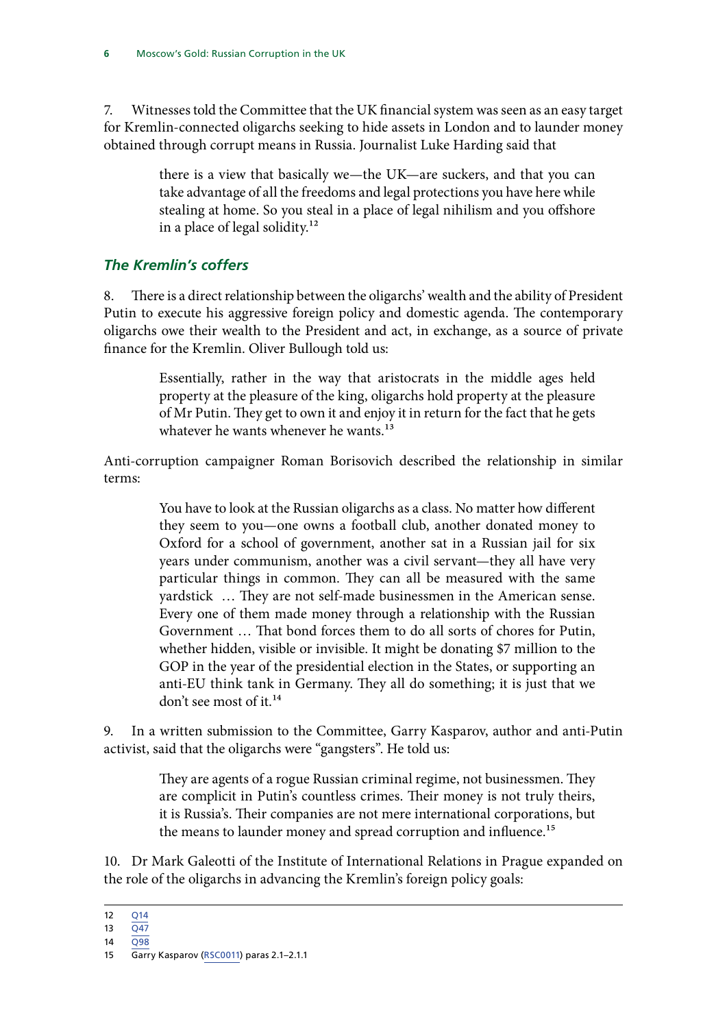7. Witnesses told the Committee that the UK financial system was seen as an easy target for Kremlin-connected oligarchs seeking to hide assets in London and to launder money obtained through corrupt means in Russia. Journalist Luke Harding said that

> there is a view that basically we—the UK—are suckers, and that you can take advantage of all the freedoms and legal protections you have here while stealing at home. So you steal in a place of legal nihilism and you offshore in a place of legal solidity.[12]

### *The Kremlin's coffers*

8. There is a direct relationship between the oligarchs' wealth and the ability of President Putin to execute his aggressive foreign policy and domestic agenda. The contemporary oligarchs owe their wealth to the President and act, in exchange, as a source of private finance for the Kremlin. Oliver Bullough told us:

> Essentially, rather in the way that aristocrats in the middle ages held property at the pleasure of the king, oligarchs hold property at the pleasure of Mr Putin. They get to own it and enjoy it in return for the fact that he gets whatever he wants whenever he wants.[13]

Anti-corruption campaigner Roman Borisovich described the relationship in similar terms:

> You have to look at the Russian oligarchs as a class. No matter how different they seem to you—one owns a football club, another donated money to Oxford for a school of government, another sat in a Russian jail for six years under communism, another was a civil servant—they all have very particular things in common. They can all be measured with the same yardstick … They are not self-made businessmen in the American sense. Every one of them made money through a relationship with the Russian Government … That bond forces them to do all sorts of chores for Putin, whether hidden, visible or invisible. It might be donating $7 million to the GOP in the year of the presidential election in the States, or supporting an anti-EU think tank in Germany. They all do something; it is just that we don't see most of it.[14]

9. In a written submission to the Committee, Garry Kasparov, author and anti-Putin activist, said that the oligarchs were "gangsters". He told us:

> They are agents of a rogue Russian criminal regime, not businessmen. They are complicit in Putin's countless crimes. Their money is not truly theirs, it is Russia's. Their companies are not mere international corporations, but the means to launder money and spread corruption and influence.[15]

10. Dr Mark Galeotti of the Institute of International Relations in Prague expanded on the role of the oligarchs in advancing the Kremlin's foreign policy goals:

---

12 Q14

13 Q47

14 Q98

15 Garry Kasparov (RSC0011) paras 2.1–2.1.1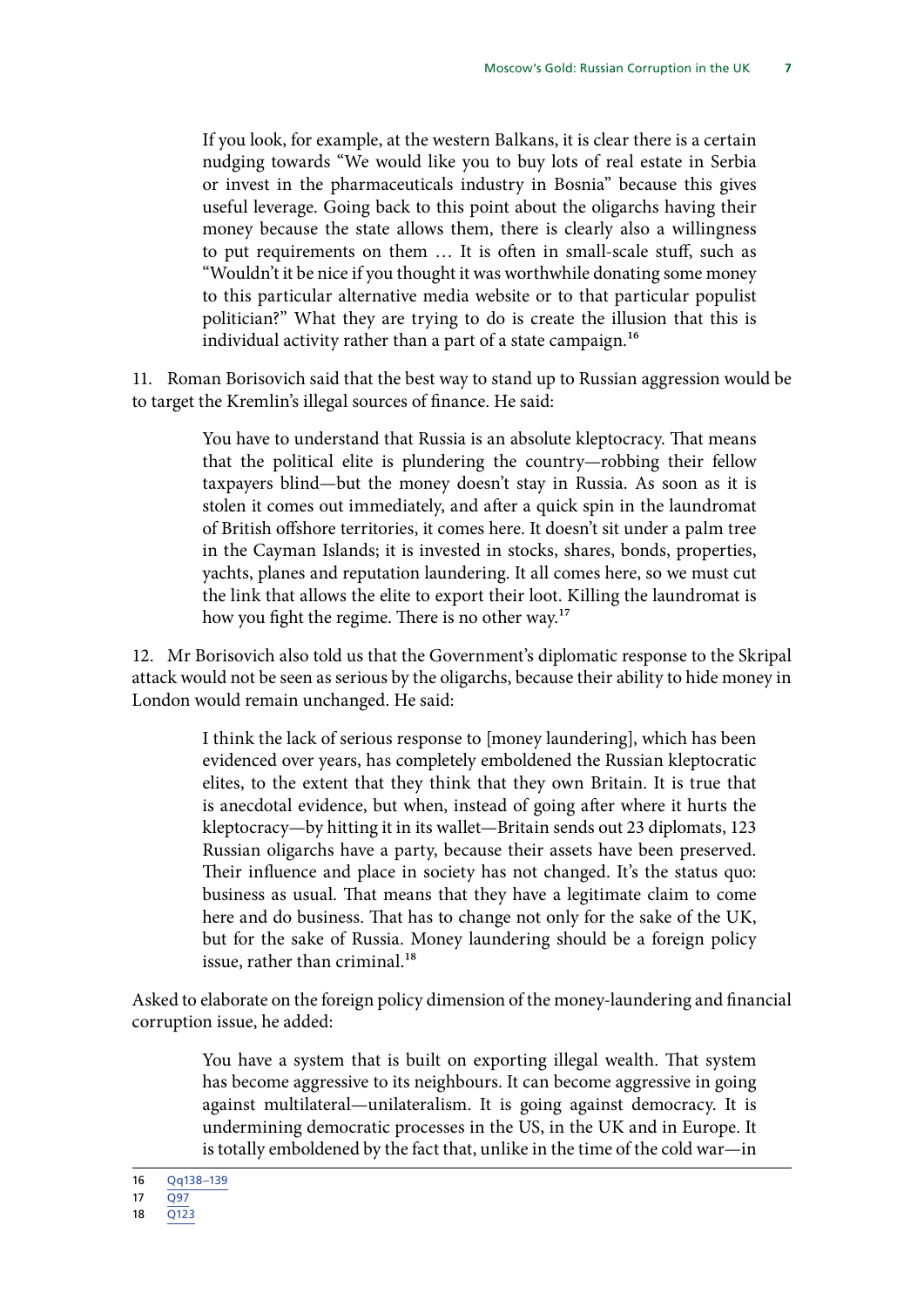> If you look, for example, at the western Balkans, it is clear there is a certain nudging towards "We would like you to buy lots of real estate in Serbia or invest in the pharmaceuticals industry in Bosnia" because this gives useful leverage. Going back to this point about the oligarchs having their money because the state allows them, there is clearly also a willingness to put requirements on them … It is often in small-scale stuff, such as "Wouldn't it be nice if you thought it was worthwhile donating some money to this particular alternative media website or to that particular populist politician?" What they are trying to do is create the illusion that this is individual activity rather than a part of a state campaign.[16]

11. Roman Borisovich said that the best way to stand up to Russian aggression would be to target the Kremlin's illegal sources of finance. He said:

> You have to understand that Russia is an absolute kleptocracy. That means that the political elite is plundering the country—robbing their fellow taxpayers blind—but the money doesn't stay in Russia. As soon as it is stolen it comes out immediately, and after a quick spin in the laundromat of British offshore territories, it comes here. It doesn't sit under a palm tree in the Cayman Islands; it is invested in stocks, shares, bonds, properties, yachts, planes and reputation laundering. It all comes here, so we must cut the link that allows the elite to export their loot. Killing the laundromat is how you fight the regime. There is no other way.[17]

12. Mr Borisovich also told us that the Government's diplomatic response to the Skripal attack would not be seen as serious by the oligarchs, because their ability to hide money in London would remain unchanged. He said:

> I think the lack of serious response to [money laundering], which has been evidenced over years, has completely emboldened the Russian kleptocratic elites, to the extent that they think that they own Britain. It is true that is anecdotal evidence, but when, instead of going after where it hurts the kleptocracy—by hitting it in its wallet—Britain sends out 23 diplomats, 123 Russian oligarchs have a party, because their assets have been preserved. Their influence and place in society has not changed. It's the status quo: business as usual. That means that they have a legitimate claim to come here and do business. That has to change not only for the sake of the UK, but for the sake of Russia. Money laundering should be a foreign policy issue, rather than criminal.[18]

Asked to elaborate on the foreign policy dimension of the money-laundering and financial corruption issue, he added:

> You have a system that is built on exporting illegal wealth. That system has become aggressive to its neighbours. It can become aggressive in going against multilateral—unilateralism. It is going against democracy. It is undermining democratic processes in the US, in the UK and in Europe. It is totally emboldened by the fact that, unlike in the time of the cold war—in

16 Qq138–139

17 Q97

18 Q123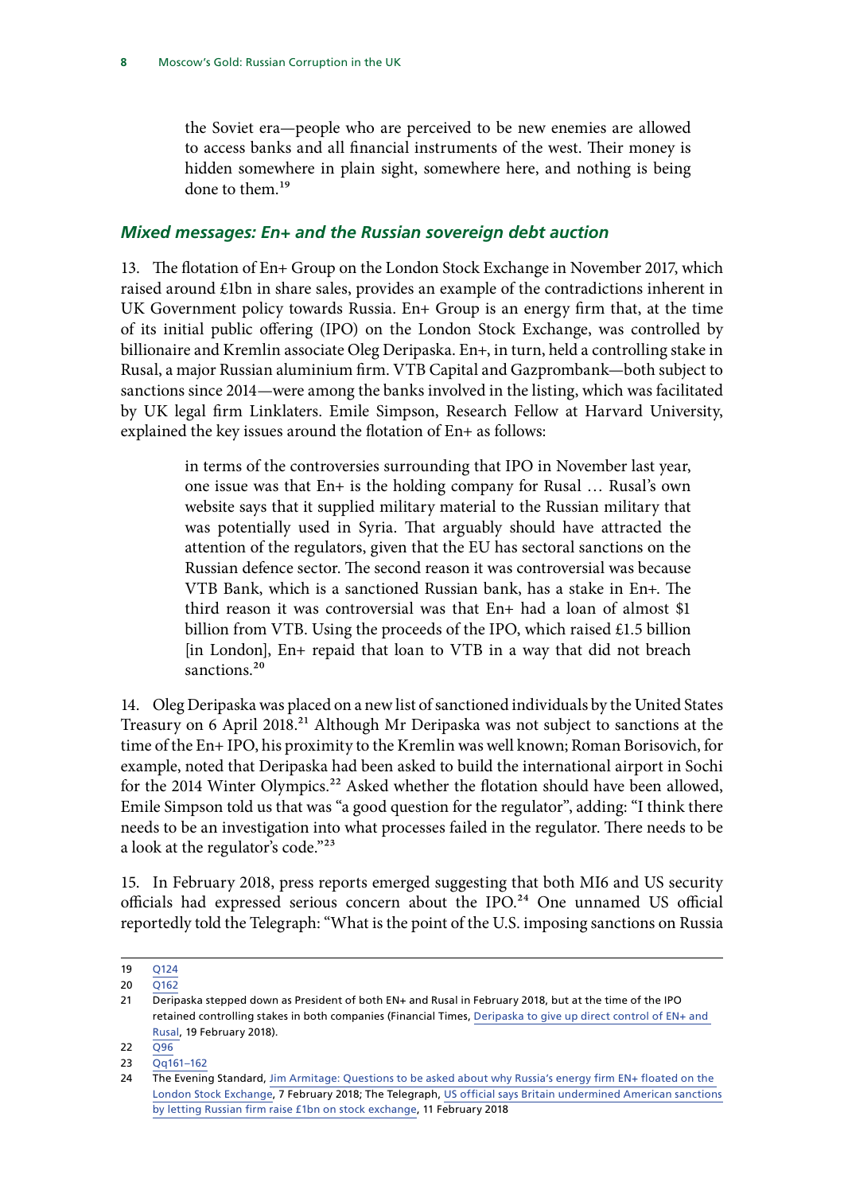the Soviet era—people who are perceived to be new enemies are allowed to access banks and all financial instruments of the west. Their money is hidden somewhere in plain sight, somewhere here, and nothing is being done to them.[19]

### *Mixed messages: En+ and the Russian sovereign debt auction*

13. The flotation of En+ Group on the London Stock Exchange in November 2017, which raised around £1bn in share sales, provides an example of the contradictions inherent in UK Government policy towards Russia. En+ Group is an energy firm that, at the time of its initial public offering (IPO) on the London Stock Exchange, was controlled by billionaire and Kremlin associate Oleg Deripaska. En+, in turn, held a controlling stake in Rusal, a major Russian aluminium firm. VTB Capital and Gazprombank—both subject to sanctions since 2014—were among the banks involved in the listing, which was facilitated by UK legal firm Linklaters. Emile Simpson, Research Fellow at Harvard University, explained the key issues around the flotation of En+ as follows:

> in terms of the controversies surrounding that IPO in November last year, one issue was that En+ is the holding company for Rusal … Rusal's own website says that it supplied military material to the Russian military that was potentially used in Syria. That arguably should have attracted the attention of the regulators, given that the EU has sectoral sanctions on the Russian defence sector. The second reason it was controversial was because VTB Bank, which is a sanctioned Russian bank, has a stake in En+. The third reason it was controversial was that En+ had a loan of almost $1 billion from VTB. Using the proceeds of the IPO, which raised £1.5 billion [in London], En+ repaid that loan to VTB in a way that did not breach sanctions.[20]

14. Oleg Deripaska was placed on a new list of sanctioned individuals by the United States Treasury on 6 April 2018.[21] Although Mr Deripaska was not subject to sanctions at the time of the En+ IPO, his proximity to the Kremlin was well known; Roman Borisovich, for example, noted that Deripaska had been asked to build the international airport in Sochi for the 2014 Winter Olympics.[22] Asked whether the flotation should have been allowed, Emile Simpson told us that was "a good question for the regulator", adding: "I think there needs to be an investigation into what processes failed in the regulator. There needs to be a look at the regulator's code."[23]

15. In February 2018, press reports emerged suggesting that both MI6 and US security officials had expressed serious concern about the IPO.[24] One unnamed US official reportedly told the Telegraph: "What is the point of the U.S. imposing sanctions on Russia

---

19 Q124

20 Q162

21 Deripaska stepped down as President of both EN+ and Rusal in February 2018, but at the time of the IPO retained controlling stakes in both companies (Financial Times, Deripaska to give up direct control of EN+ and Rusal, 19 February 2018).

22 Q96

23 Qq161–162

24 The Evening Standard, Jim Armitage: Questions to be asked about why Russia's energy firm EN+ floated on the London Stock Exchange, 7 February 2018; The Telegraph, US official says Britain undermined American sanctions by letting Russian firm raise £1bn on stock exchange, 11 February 2018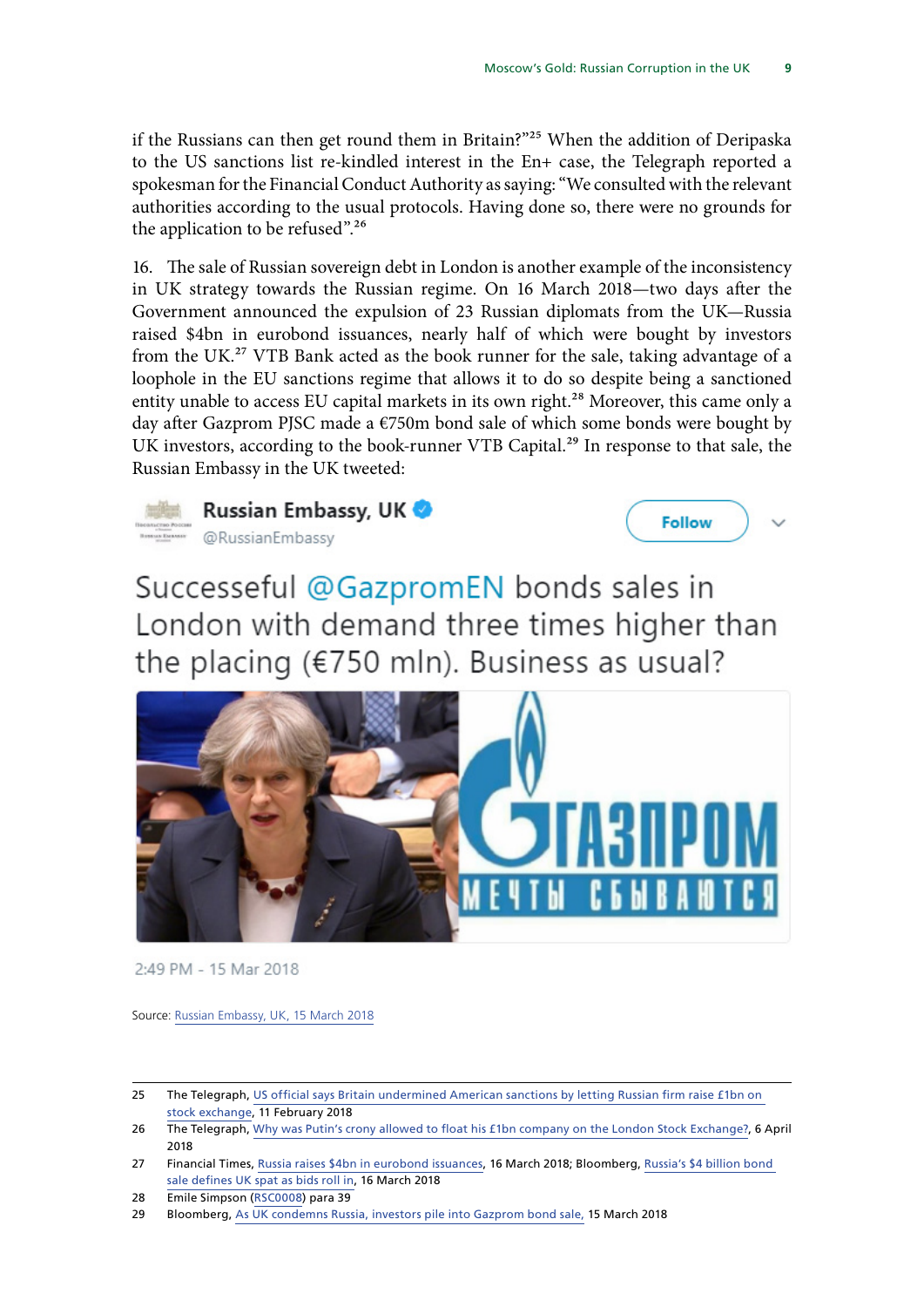if the Russians can then get round them in Britain?"[25] When the addition of Deripaska to the US sanctions list re-kindled interest in the En+ case, the Telegraph reported a spokesman for the Financial Conduct Authority as saying: "We consulted with the relevant authorities according to the usual protocols. Having done so, there were no grounds for the application to be refused".[26]

16. The sale of Russian sovereign debt in London is another example of the inconsistency in UK strategy towards the Russian regime. On 16 March 2018—two days after the Government announced the expulsion of 23 Russian diplomats from the UK—Russia raised $4bn in eurobond issuances, nearly half of which were bought by investors from the UK.[27] VTB Bank acted as the book runner for the sale, taking advantage of a loophole in the EU sanctions regime that allows it to do so despite being a sanctioned entity unable to access EU capital markets in its own right.[28] Moreover, this came only a day after Gazprom PJSC made a €750m bond sale of which some bonds were bought by UK investors, according to the book-runner VTB Capital.[29] In response to that sale, the Russian Embassy in the UK tweeted:

**Russian Embassy, UK**
@RussianEmbassy

Successeful @GazpromEN bonds sales in London with demand three times higher than the placing (€750 mln). Business as usual?

2:49 PM - 15 Mar 2018

Source: Russian Embassy, UK, 15 March 2018

---

25 The Telegraph, US official says Britain undermined American sanctions by letting Russian firm raise £1bn on stock exchange, 11 February 2018

26 The Telegraph, Why was Putin's crony allowed to float his £1bn company on the London Stock Exchange?, 6 April 2018

27 Financial Times, Russia raises $4bn in eurobond issuances, 16 March 2018; Bloomberg, Russia's $4 billion bond sale defines UK spat as bids roll in, 16 March 2018

28 Emile Simpson (RSC0008) para 39

29 Bloomberg, As UK condemns Russia, investors pile into Gazprom bond sale, 15 March 2018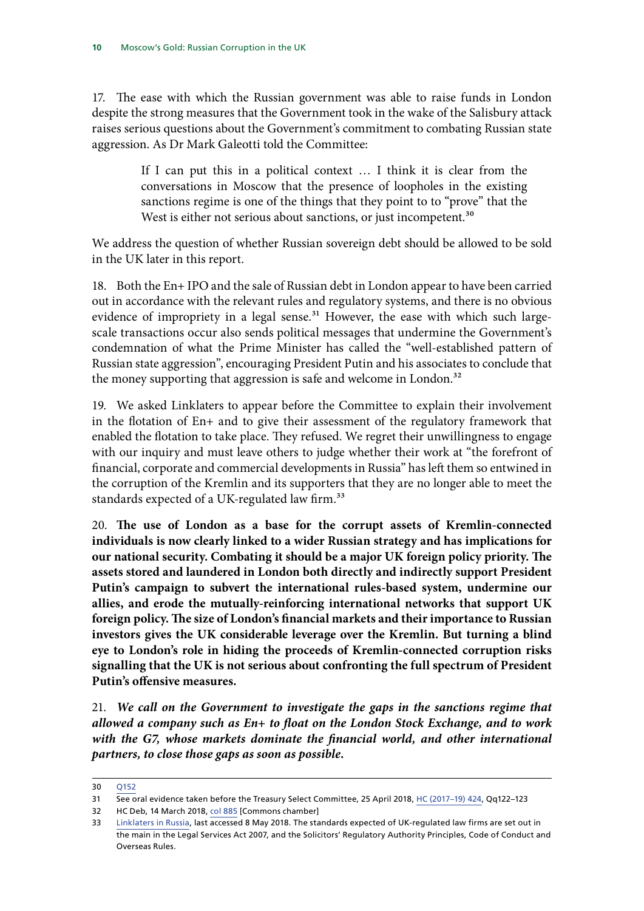17. The ease with which the Russian government was able to raise funds in London despite the strong measures that the Government took in the wake of the Salisbury attack raises serious questions about the Government's commitment to combating Russian state aggression. As Dr Mark Galeotti told the Committee:

> If I can put this in a political context … I think it is clear from the conversations in Moscow that the presence of loopholes in the existing sanctions regime is one of the things that they point to to "prove" that the West is either not serious about sanctions, or just incompetent.[30]

We address the question of whether Russian sovereign debt should be allowed to be sold in the UK later in this report.

18. Both the En+ IPO and the sale of Russian debt in London appear to have been carried out in accordance with the relevant rules and regulatory systems, and there is no obvious evidence of impropriety in a legal sense.[31] However, the ease with which such large-scale transactions occur also sends political messages that undermine the Government's condemnation of what the Prime Minister has called the "well-established pattern of Russian state aggression", encouraging President Putin and his associates to conclude that the money supporting that aggression is safe and welcome in London.[32]

19. We asked Linklaters to appear before the Committee to explain their involvement in the flotation of En+ and to give their assessment of the regulatory framework that enabled the flotation to take place. They refused. We regret their unwillingness to engage with our inquiry and must leave others to judge whether their work at "the forefront of financial, corporate and commercial developments in Russia" has left them so entwined in the corruption of the Kremlin and its supporters that they are no longer able to meet the standards expected of a UK-regulated law firm.[33]

20. **The use of London as a base for the corrupt assets of Kremlin-connected individuals is now clearly linked to a wider Russian strategy and has implications for our national security. Combating it should be a major UK foreign policy priority. The assets stored and laundered in London both directly and indirectly support President Putin's campaign to subvert the international rules-based system, undermine our allies, and erode the mutually-reinforcing international networks that support UK foreign policy. The size of London's financial markets and their importance to Russian investors gives the UK considerable leverage over the Kremlin. But turning a blind eye to London's role in hiding the proceeds of Kremlin-connected corruption risks signalling that the UK is not serious about confronting the full spectrum of President Putin's offensive measures.**

21. ***We call on the Government to investigate the gaps in the sanctions regime that allowed a company such as En+ to float on the London Stock Exchange, and to work with the G7, whose markets dominate the financial world, and other international partners, to close those gaps as soon as possible.***

---

30 Q152

31 See oral evidence taken before the Treasury Select Committee, 25 April 2018, HC (2017–19) 424, Qq122–123

32 HC Deb, 14 March 2018, col 885 [Commons chamber]

33 Linklaters in Russia, last accessed 8 May 2018. The standards expected of UK-regulated law firms are set out in the main in the Legal Services Act 2007, and the Solicitors' Regulatory Authority Principles, Code of Conduct and Overseas Rules.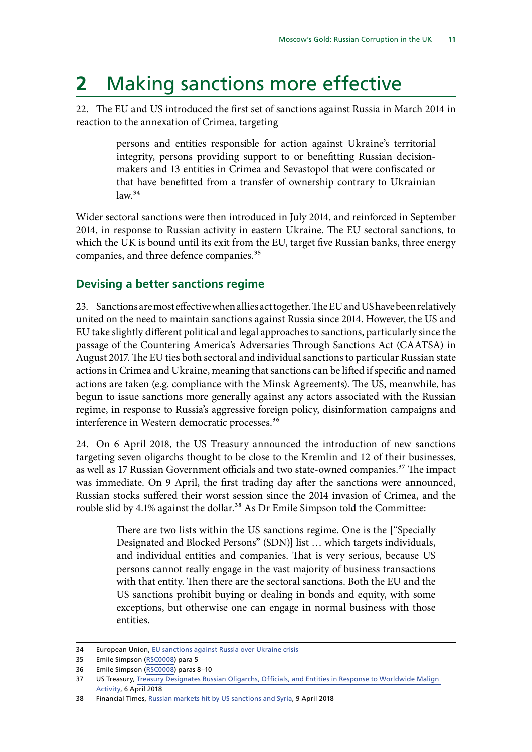# 2 Making sanctions more effective

22. The EU and US introduced the first set of sanctions against Russia in March 2014 in reaction to the annexation of Crimea, targeting

> persons and entities responsible for action against Ukraine's territorial integrity, persons providing support to or benefitting Russian decision-makers and 13 entities in Crimea and Sevastopol that were confiscated or that have benefitted from a transfer of ownership contrary to Ukrainian law.[34]

Wider sectoral sanctions were then introduced in July 2014, and reinforced in September 2014, in response to Russian activity in eastern Ukraine. The EU sectoral sanctions, to which the UK is bound until its exit from the EU, target five Russian banks, three energy companies, and three defence companies.[35]

## Devising a better sanctions regime

23. Sanctions are most effective when allies act together. The EU and US have been relatively united on the need to maintain sanctions against Russia since 2014. However, the US and EU take slightly different political and legal approaches to sanctions, particularly since the passage of the Countering America's Adversaries Through Sanctions Act (CAATSA) in August 2017. The EU ties both sectoral and individual sanctions to particular Russian state actions in Crimea and Ukraine, meaning that sanctions can be lifted if specific and named actions are taken (e.g. compliance with the Minsk Agreements). The US, meanwhile, has begun to issue sanctions more generally against any actors associated with the Russian regime, in response to Russia's aggressive foreign policy, disinformation campaigns and interference in Western democratic processes.[36]

24. On 6 April 2018, the US Treasury announced the introduction of new sanctions targeting seven oligarchs thought to be close to the Kremlin and 12 of their businesses, as well as 17 Russian Government officials and two state-owned companies.[37] The impact was immediate. On 9 April, the first trading day after the sanctions were announced, Russian stocks suffered their worst session since the 2014 invasion of Crimea, and the rouble slid by 4.1% against the dollar.[38] As Dr Emile Simpson told the Committee:

> There are two lists within the US sanctions regime. One is the ["Specially Designated and Blocked Persons" (SDN)] list … which targets individuals, and individual entities and companies. That is very serious, because US persons cannot really engage in the vast majority of business transactions with that entity. Then there are the sectoral sanctions. Both the EU and the US sanctions prohibit buying or dealing in bonds and equity, with some exceptions, but otherwise one can engage in normal business with those entities.

34 European Union, EU sanctions against Russia over Ukraine crisis

35 Emile Simpson (RSC0008) para 5

36 Emile Simpson (RSC0008) paras 8–10

37 US Treasury, Treasury Designates Russian Oligarchs, Officials, and Entities in Response to Worldwide Malign Activity, 6 April 2018

38 Financial Times, Russian markets hit by US sanctions and Syria, 9 April 2018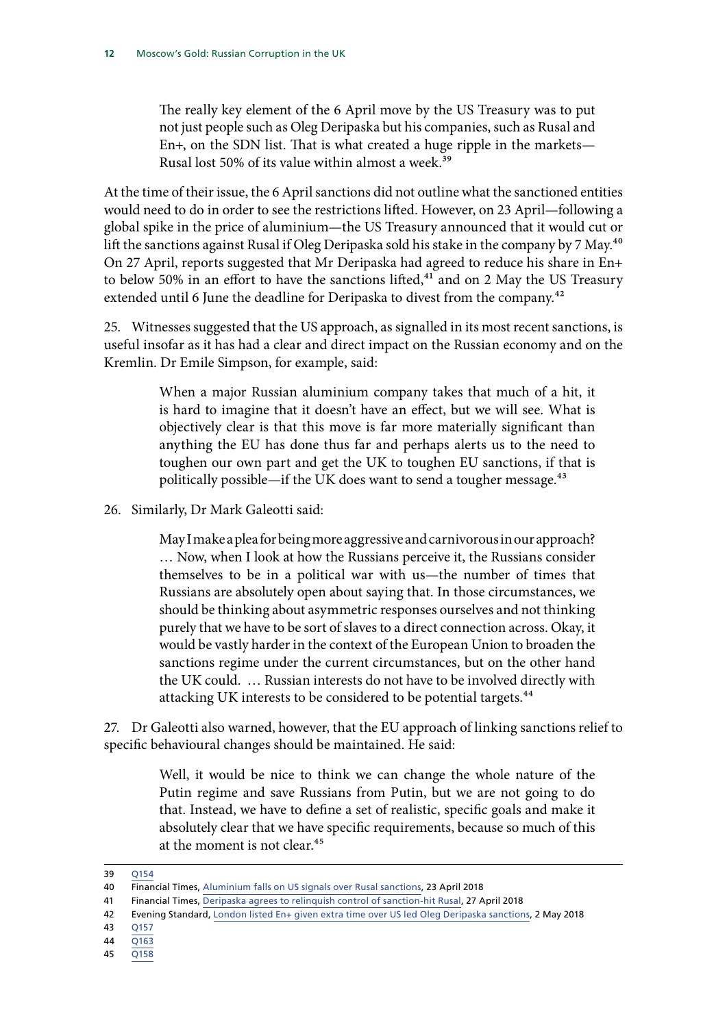> The really key element of the 6 April move by the US Treasury was to put not just people such as Oleg Deripaska but his companies, such as Rusal and En+, on the SDN list. That is what created a huge ripple in the markets—Rusal lost 50% of its value within almost a week.[39]

At the time of their issue, the 6 April sanctions did not outline what the sanctioned entities would need to do in order to see the restrictions lifted. However, on 23 April—following a global spike in the price of aluminium—the US Treasury announced that it would cut or lift the sanctions against Rusal if Oleg Deripaska sold his stake in the company by 7 May.[40] On 27 April, reports suggested that Mr Deripaska had agreed to reduce his share in En+ to below 50% in an effort to have the sanctions lifted,[41] and on 2 May the US Treasury extended until 6 June the deadline for Deripaska to divest from the company.[42]

25. Witnesses suggested that the US approach, as signalled in its most recent sanctions, is useful insofar as it has had a clear and direct impact on the Russian economy and on the Kremlin. Dr Emile Simpson, for example, said:

> When a major Russian aluminium company takes that much of a hit, it is hard to imagine that it doesn't have an effect, but we will see. What is objectively clear is that this move is far more materially significant than anything the EU has done thus far and perhaps alerts us to the need to toughen our own part and get the UK to toughen EU sanctions, if that is politically possible—if the UK does want to send a tougher message.[43]

26. Similarly, Dr Mark Galeotti said:

> May I make a plea for being more aggressive and carnivorous in our approach? … Now, when I look at how the Russians perceive it, the Russians consider themselves to be in a political war with us—the number of times that Russians are absolutely open about saying that. In those circumstances, we should be thinking about asymmetric responses ourselves and not thinking purely that we have to be sort of slaves to a direct connection across. Okay, it would be vastly harder in the context of the European Union to broaden the sanctions regime under the current circumstances, but on the other hand the UK could. … Russian interests do not have to be involved directly with attacking UK interests to be considered to be potential targets.[44]

27. Dr Galeotti also warned, however, that the EU approach of linking sanctions relief to specific behavioural changes should be maintained. He said:

> Well, it would be nice to think we can change the whole nature of the Putin regime and save Russians from Putin, but we are not going to do that. Instead, we have to define a set of realistic, specific goals and make it absolutely clear that we have specific requirements, because so much of this at the moment is not clear.[45]

---

39 Q154

40 Financial Times, Aluminium falls on US signals over Rusal sanctions, 23 April 2018

41 Financial Times, Deripaska agrees to relinquish control of sanction-hit Rusal, 27 April 2018

42 Evening Standard, London listed En+ given extra time over US led Oleg Deripaska sanctions, 2 May 2018

43 Q157

44 Q163

45 Q158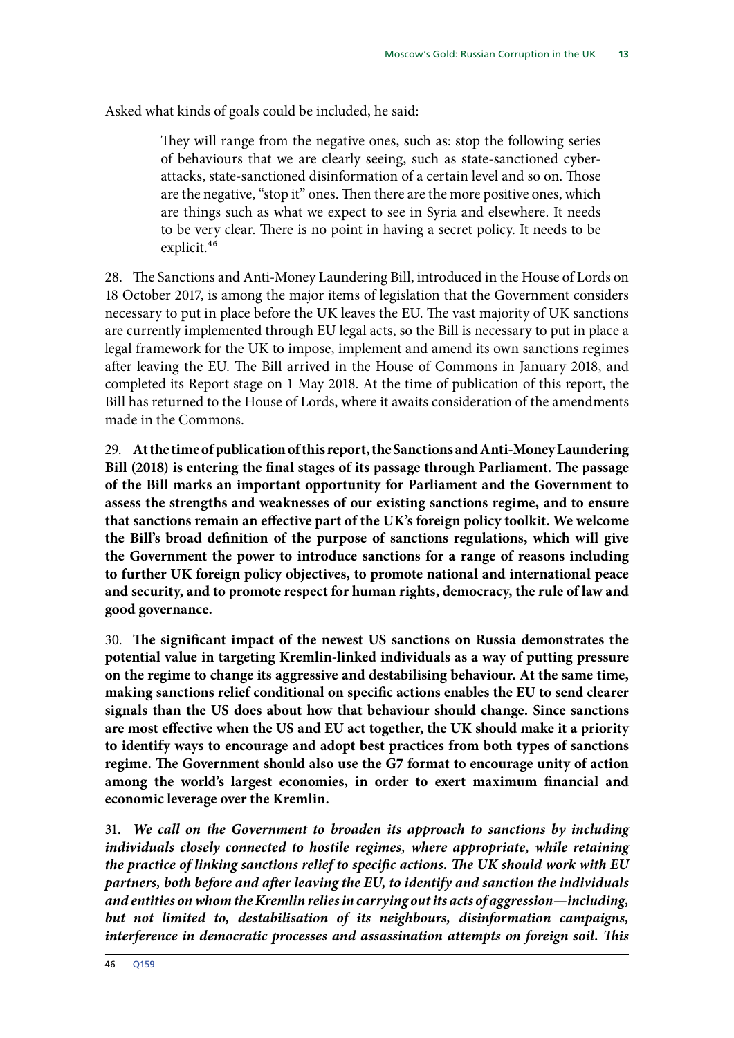Asked what kinds of goals could be included, he said:

> They will range from the negative ones, such as: stop the following series of behaviours that we are clearly seeing, such as state-sanctioned cyber-attacks, state-sanctioned disinformation of a certain level and so on. Those are the negative, "stop it" ones. Then there are the more positive ones, which are things such as what we expect to see in Syria and elsewhere. It needs to be very clear. There is no point in having a secret policy. It needs to be explicit.[46]

28. The Sanctions and Anti-Money Laundering Bill, introduced in the House of Lords on 18 October 2017, is among the major items of legislation that the Government considers necessary to put in place before the UK leaves the EU. The vast majority of UK sanctions are currently implemented through EU legal acts, so the Bill is necessary to put in place a legal framework for the UK to impose, implement and amend its own sanctions regimes after leaving the EU. The Bill arrived in the House of Commons in January 2018, and completed its Report stage on 1 May 2018. At the time of publication of this report, the Bill has returned to the House of Lords, where it awaits consideration of the amendments made in the Commons.

29. **At the time of publication of this report, the Sanctions and Anti-Money Laundering Bill (2018) is entering the final stages of its passage through Parliament. The passage of the Bill marks an important opportunity for Parliament and the Government to assess the strengths and weaknesses of our existing sanctions regime, and to ensure that sanctions remain an effective part of the UK's foreign policy toolkit. We welcome the Bill's broad definition of the purpose of sanctions regulations, which will give the Government the power to introduce sanctions for a range of reasons including to further UK foreign policy objectives, to promote national and international peace and security, and to promote respect for human rights, democracy, the rule of law and good governance.**

30. **The significant impact of the newest US sanctions on Russia demonstrates the potential value in targeting Kremlin-linked individuals as a way of putting pressure on the regime to change its aggressive and destabilising behaviour. At the same time, making sanctions relief conditional on specific actions enables the EU to send clearer signals than the US does about how that behaviour should change. Since sanctions are most effective when the US and EU act together, the UK should make it a priority to identify ways to encourage and adopt best practices from both types of sanctions regime. The Government should also use the G7 format to encourage unity of action among the world's largest economies, in order to exert maximum financial and economic leverage over the Kremlin.**

31. ***We call on the Government to broaden its approach to sanctions by including individuals closely connected to hostile regimes, where appropriate, while retaining the practice of linking sanctions relief to specific actions. The UK should work with EU partners, both before and after leaving the EU, to identify and sanction the individuals and entities on whom the Kremlin relies in carrying out its acts of aggression—including, but not limited to, destabilisation of its neighbours, disinformation campaigns, interference in democratic processes and assassination attempts on foreign soil. This***

46 Q159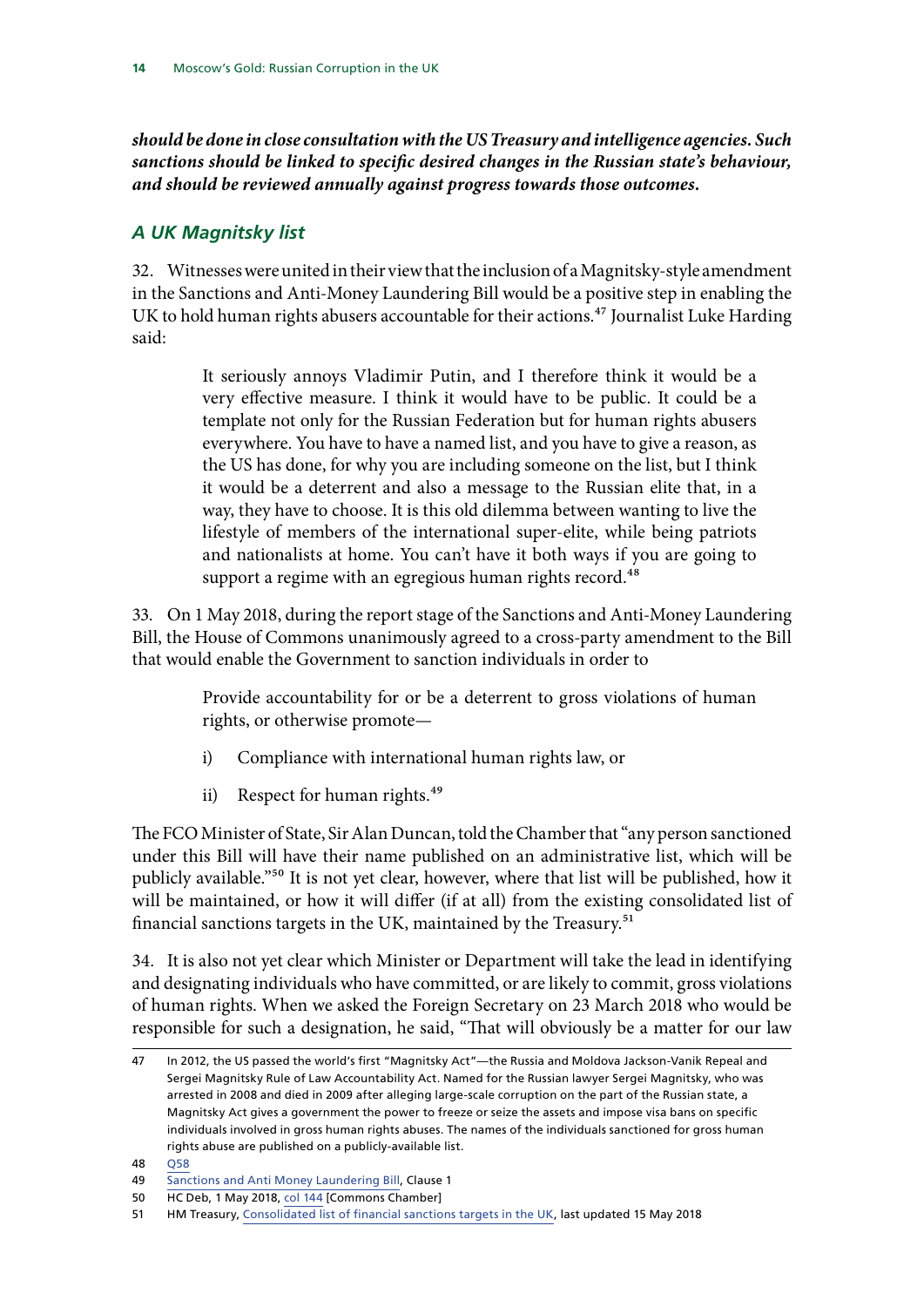***should be done in close consultation with the US Treasury and intelligence agencies. Such sanctions should be linked to specific desired changes in the Russian state's behaviour, and should be reviewed annually against progress towards those outcomes.***

### *A UK Magnitsky list*

32. Witnesses were united in their view that the inclusion of a Magnitsky-style amendment in the Sanctions and Anti-Money Laundering Bill would be a positive step in enabling the UK to hold human rights abusers accountable for their actions.[47] Journalist Luke Harding said:

> It seriously annoys Vladimir Putin, and I therefore think it would be a very effective measure. I think it would have to be public. It could be a template not only for the Russian Federation but for human rights abusers everywhere. You have to have a named list, and you have to give a reason, as the US has done, for why you are including someone on the list, but I think it would be a deterrent and also a message to the Russian elite that, in a way, they have to choose. It is this old dilemma between wanting to live the lifestyle of members of the international super-elite, while being patriots and nationalists at home. You can't have it both ways if you are going to support a regime with an egregious human rights record.[48]

33. On 1 May 2018, during the report stage of the Sanctions and Anti-Money Laundering Bill, the House of Commons unanimously agreed to a cross-party amendment to the Bill that would enable the Government to sanction individuals in order to

> Provide accountability for or be a deterrent to gross violations of human rights, or otherwise promote—
>
> i) Compliance with international human rights law, or
>
> ii) Respect for human rights.[49]

The FCO Minister of State, Sir Alan Duncan, told the Chamber that "any person sanctioned under this Bill will have their name published on an administrative list, which will be publicly available."[50] It is not yet clear, however, where that list will be published, how it will be maintained, or how it will differ (if at all) from the existing consolidated list of financial sanctions targets in the UK, maintained by the Treasury.[51]

34. It is also not yet clear which Minister or Department will take the lead in identifying and designating individuals who have committed, or are likely to commit, gross violations of human rights. When we asked the Foreign Secretary on 23 March 2018 who would be responsible for such a designation, he said, "That will obviously be a matter for our law

---

47 In 2012, the US passed the world's first "Magnitsky Act"—the Russia and Moldova Jackson-Vanik Repeal and Sergei Magnitsky Rule of Law Accountability Act. Named for the Russian lawyer Sergei Magnitsky, who was arrested in 2008 and died in 2009 after alleging large-scale corruption on the part of the Russian state, a Magnitsky Act gives a government the power to freeze or seize the assets and impose visa bans on specific individuals involved in gross human rights abuses. The names of the individuals sanctioned for gross human rights abuse are published on a publicly-available list.

48 Q58

49 Sanctions and Anti Money Laundering Bill, Clause 1

50 HC Deb, 1 May 2018, col 144 [Commons Chamber]

51 HM Treasury, Consolidated list of financial sanctions targets in the UK, last updated 15 May 2018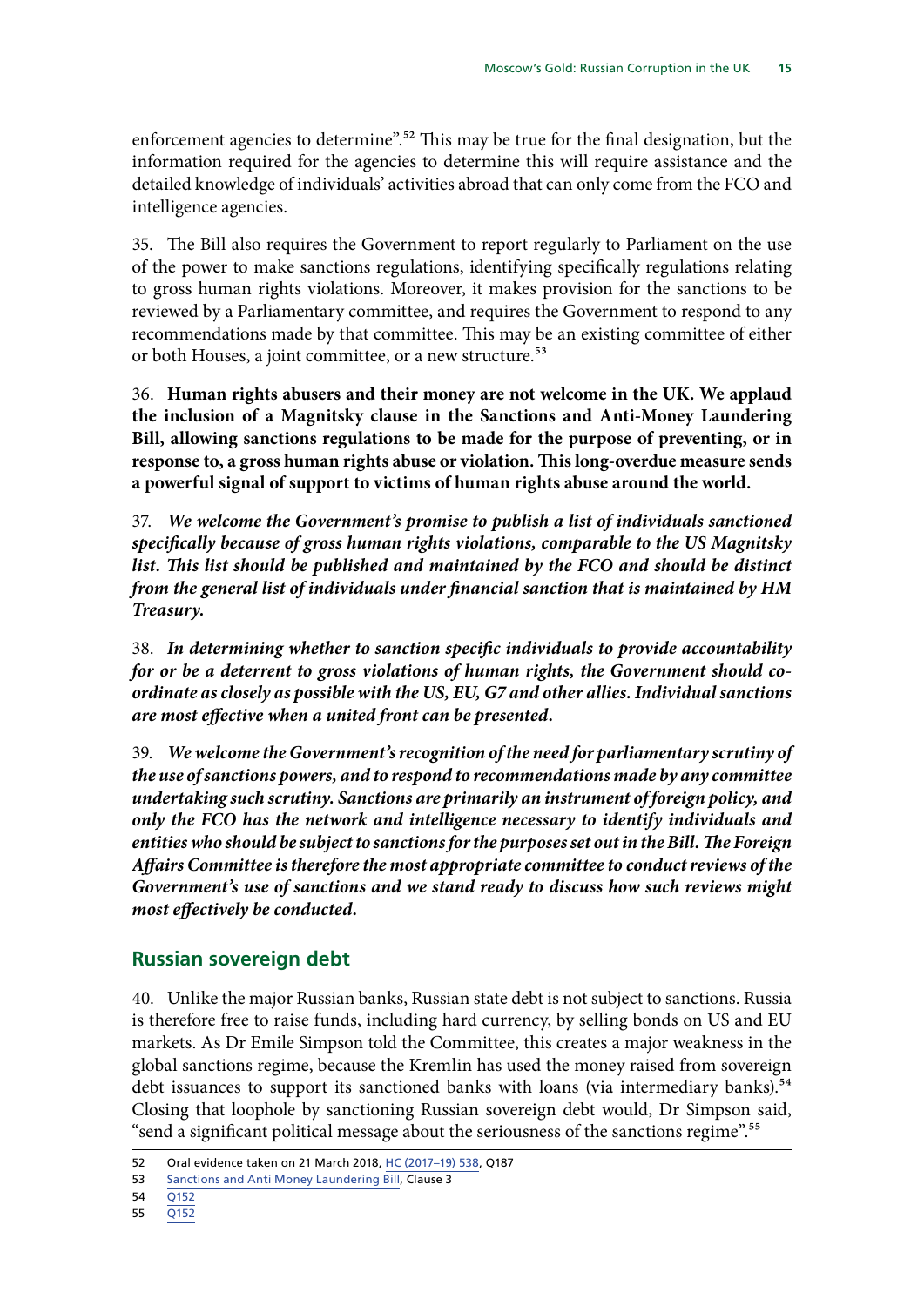enforcement agencies to determine".[52] This may be true for the final designation, but the information required for the agencies to determine this will require assistance and the detailed knowledge of individuals' activities abroad that can only come from the FCO and intelligence agencies.

35. The Bill also requires the Government to report regularly to Parliament on the use of the power to make sanctions regulations, identifying specifically regulations relating to gross human rights violations. Moreover, it makes provision for the sanctions to be reviewed by a Parliamentary committee, and requires the Government to respond to any recommendations made by that committee. This may be an existing committee of either or both Houses, a joint committee, or a new structure.[53]

36. **Human rights abusers and their money are not welcome in the UK. We applaud the inclusion of a Magnitsky clause in the Sanctions and Anti-Money Laundering Bill, allowing sanctions regulations to be made for the purpose of preventing, or in response to, a gross human rights abuse or violation. This long-overdue measure sends a powerful signal of support to victims of human rights abuse around the world.**

37. ***We welcome the Government's promise to publish a list of individuals sanctioned specifically because of gross human rights violations, comparable to the US Magnitsky list. This list should be published and maintained by the FCO and should be distinct from the general list of individuals under financial sanction that is maintained by HM Treasury.***

38. ***In determining whether to sanction specific individuals to provide accountability for or be a deterrent to gross violations of human rights, the Government should co-ordinate as closely as possible with the US, EU, G7 and other allies. Individual sanctions are most effective when a united front can be presented.***

39. ***We welcome the Government's recognition of the need for parliamentary scrutiny of the use of sanctions powers, and to respond to recommendations made by any committee undertaking such scrutiny. Sanctions are primarily an instrument of foreign policy, and only the FCO has the network and intelligence necessary to identify individuals and entities who should be subject to sanctions for the purposes set out in the Bill. The Foreign Affairs Committee is therefore the most appropriate committee to conduct reviews of the Government's use of sanctions and we stand ready to discuss how such reviews might most effectively be conducted.***

## Russian sovereign debt

40. Unlike the major Russian banks, Russian state debt is not subject to sanctions. Russia is therefore free to raise funds, including hard currency, by selling bonds on US and EU markets. As Dr Emile Simpson told the Committee, this creates a major weakness in the global sanctions regime, because the Kremlin has used the money raised from sovereign debt issuances to support its sanctioned banks with loans (via intermediary banks).[54] Closing that loophole by sanctioning Russian sovereign debt would, Dr Simpson said, "send a significant political message about the seriousness of the sanctions regime".[55]

---

52 Oral evidence taken on 21 March 2018, HC (2017–19) 538, Q187

53 Sanctions and Anti Money Laundering Bill, Clause 3

54 Q152

55 Q152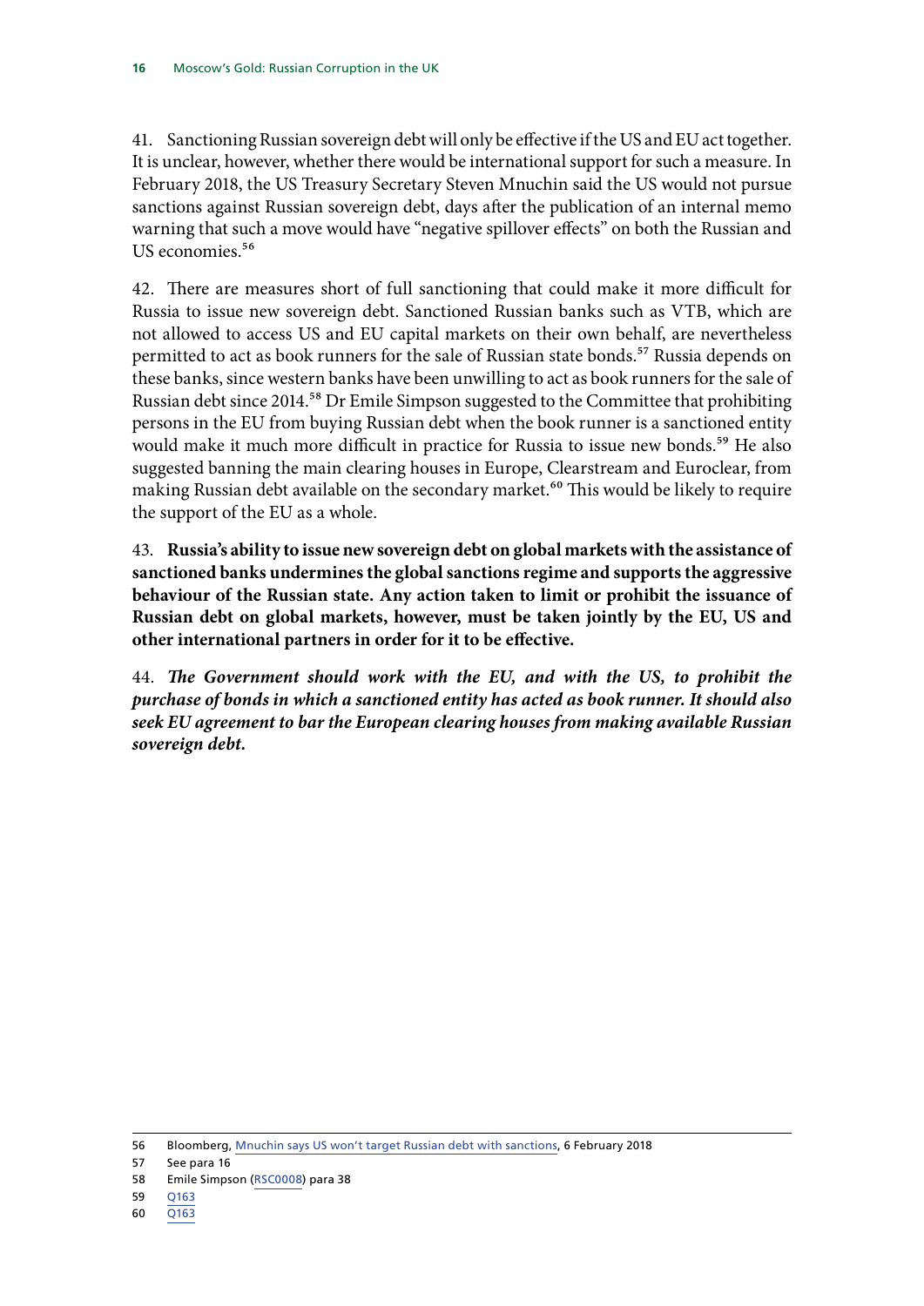41. Sanctioning Russian sovereign debt will only be effective if the US and EU act together. It is unclear, however, whether there would be international support for such a measure. In February 2018, the US Treasury Secretary Steven Mnuchin said the US would not pursue sanctions against Russian sovereign debt, days after the publication of an internal memo warning that such a move would have "negative spillover effects" on both the Russian and US economies.[56]

42. There are measures short of full sanctioning that could make it more difficult for Russia to issue new sovereign debt. Sanctioned Russian banks such as VTB, which are not allowed to access US and EU capital markets on their own behalf, are nevertheless permitted to act as book runners for the sale of Russian state bonds.[57] Russia depends on these banks, since western banks have been unwilling to act as book runners for the sale of Russian debt since 2014.[58] Dr Emile Simpson suggested to the Committee that prohibiting persons in the EU from buying Russian debt when the book runner is a sanctioned entity would make it much more difficult in practice for Russia to issue new bonds.[59] He also suggested banning the main clearing houses in Europe, Clearstream and Euroclear, from making Russian debt available on the secondary market.[60] This would be likely to require the support of the EU as a whole.

43. **Russia's ability to issue new sovereign debt on global markets with the assistance of sanctioned banks undermines the global sanctions regime and supports the aggressive behaviour of the Russian state. Any action taken to limit or prohibit the issuance of Russian debt on global markets, however, must be taken jointly by the EU, US and other international partners in order for it to be effective.**

44. ***The Government should work with the EU, and with the US, to prohibit the purchase of bonds in which a sanctioned entity has acted as book runner. It should also seek EU agreement to bar the European clearing houses from making available Russian sovereign debt.***

---

56 Bloomberg, Mnuchin says US won't target Russian debt with sanctions, 6 February 2018

57 See para 16

58 Emile Simpson (RSC0008) para 38

59 Q163

60 Q163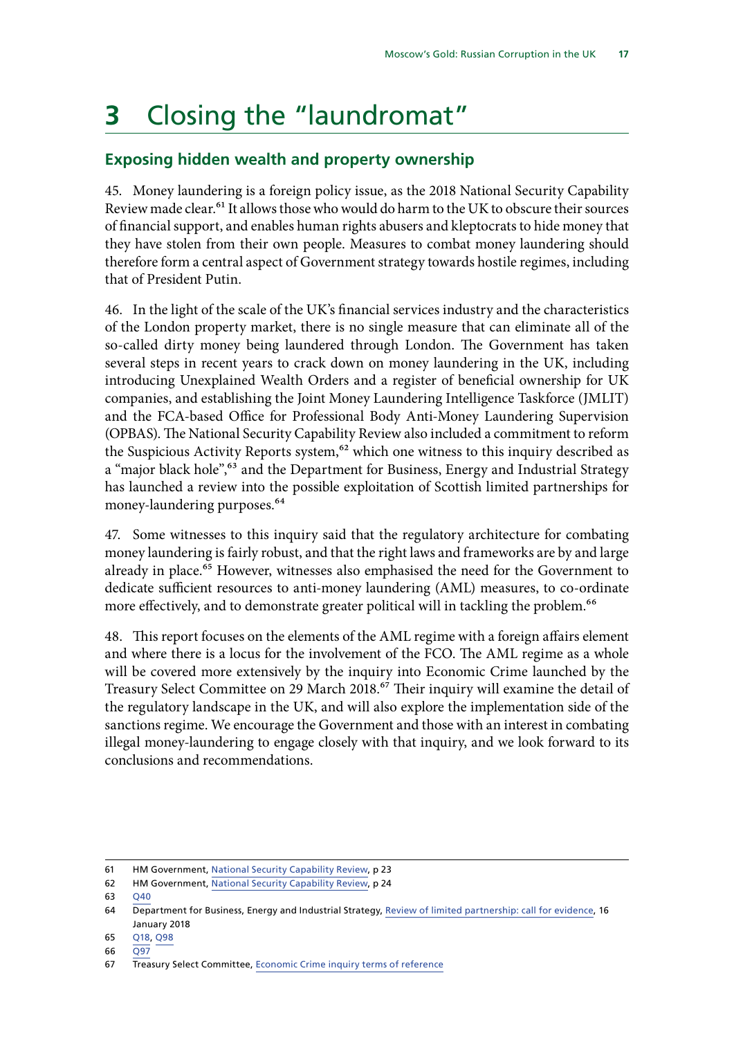# 3 Closing the "laundromat"

## Exposing hidden wealth and property ownership

45. Money laundering is a foreign policy issue, as the 2018 National Security Capability Review made clear.[61] It allows those who would do harm to the UK to obscure their sources of financial support, and enables human rights abusers and kleptocrats to hide money that they have stolen from their own people. Measures to combat money laundering should therefore form a central aspect of Government strategy towards hostile regimes, including that of President Putin.

46. In the light of the scale of the UK's financial services industry and the characteristics of the London property market, there is no single measure that can eliminate all of the so-called dirty money being laundered through London. The Government has taken several steps in recent years to crack down on money laundering in the UK, including introducing Unexplained Wealth Orders and a register of beneficial ownership for UK companies, and establishing the Joint Money Laundering Intelligence Taskforce (JMLIT) and the FCA-based Office for Professional Body Anti-Money Laundering Supervision (OPBAS). The National Security Capability Review also included a commitment to reform the Suspicious Activity Reports system,[62] which one witness to this inquiry described as a "major black hole",[63] and the Department for Business, Energy and Industrial Strategy has launched a review into the possible exploitation of Scottish limited partnerships for money-laundering purposes.[64]

47. Some witnesses to this inquiry said that the regulatory architecture for combating money laundering is fairly robust, and that the right laws and frameworks are by and large already in place.[65] However, witnesses also emphasised the need for the Government to dedicate sufficient resources to anti-money laundering (AML) measures, to co-ordinate more effectively, and to demonstrate greater political will in tackling the problem.[66]

48. This report focuses on the elements of the AML regime with a foreign affairs element and where there is a locus for the involvement of the FCO. The AML regime as a whole will be covered more extensively by the inquiry into Economic Crime launched by the Treasury Select Committee on 29 March 2018.[67] Their inquiry will examine the detail of the regulatory landscape in the UK, and will also explore the implementation side of the sanctions regime. We encourage the Government and those with an interest in combating illegal money-laundering to engage closely with that inquiry, and we look forward to its conclusions and recommendations.

---

61 HM Government, National Security Capability Review, p 23

62 HM Government, National Security Capability Review, p 24

63 Q40

64 Department for Business, Energy and Industrial Strategy, Review of limited partnership: call for evidence, 16 January 2018

65 Q18, Q98

66 Q97

67 Treasury Select Committee, Economic Crime inquiry terms of reference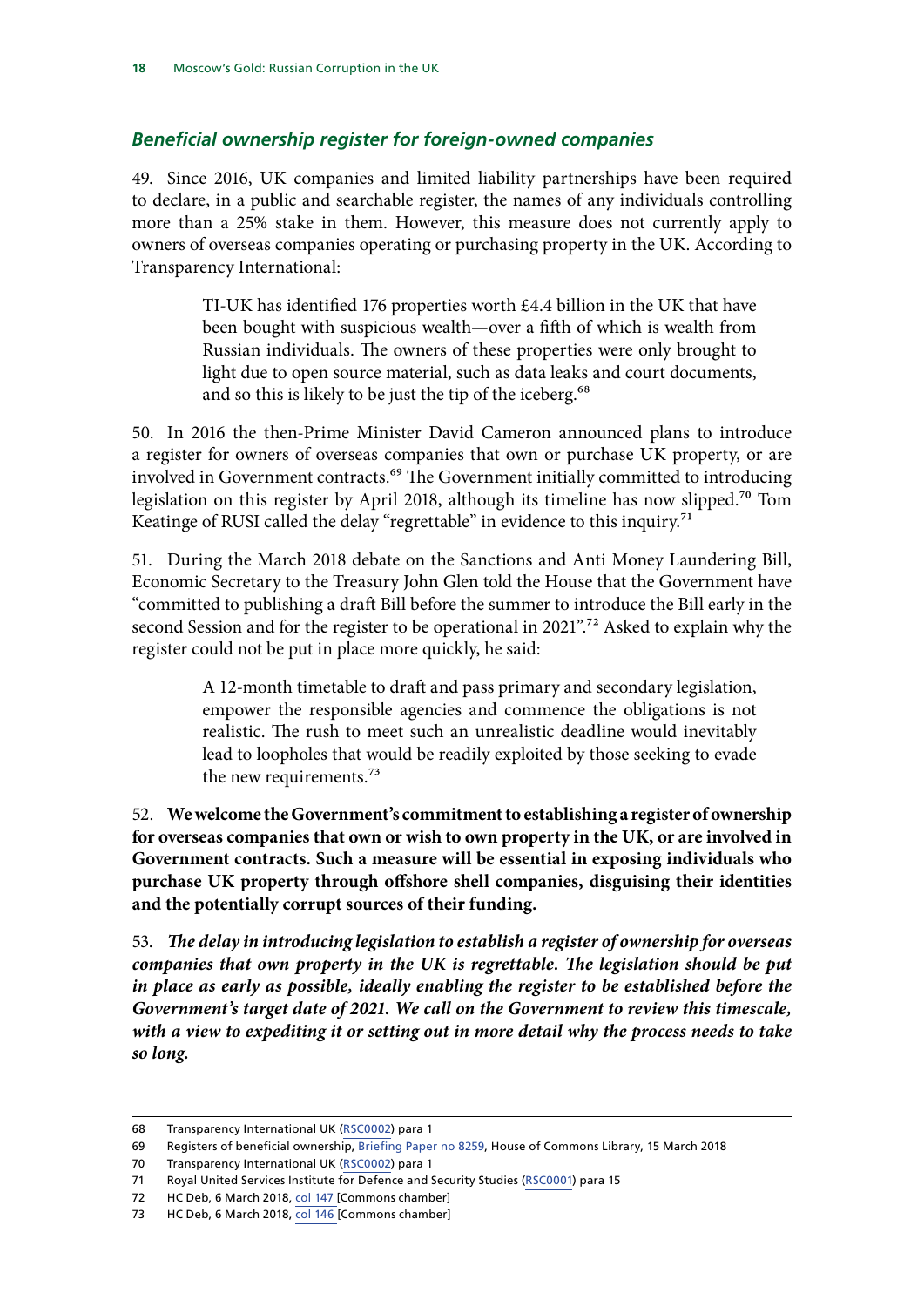### *Beneficial ownership register for foreign-owned companies*

49. Since 2016, UK companies and limited liability partnerships have been required to declare, in a public and searchable register, the names of any individuals controlling more than a 25% stake in them. However, this measure does not currently apply to owners of overseas companies operating or purchasing property in the UK. According to Transparency International:

> TI-UK has identified 176 properties worth £4.4 billion in the UK that have been bought with suspicious wealth—over a fifth of which is wealth from Russian individuals. The owners of these properties were only brought to light due to open source material, such as data leaks and court documents, and so this is likely to be just the tip of the iceberg.[68]

50. In 2016 the then-Prime Minister David Cameron announced plans to introduce a register for owners of overseas companies that own or purchase UK property, or are involved in Government contracts.[69] The Government initially committed to introducing legislation on this register by April 2018, although its timeline has now slipped.[70] Tom Keatinge of RUSI called the delay "regrettable" in evidence to this inquiry.[71]

51. During the March 2018 debate on the Sanctions and Anti Money Laundering Bill, Economic Secretary to the Treasury John Glen told the House that the Government have "committed to publishing a draft Bill before the summer to introduce the Bill early in the second Session and for the register to be operational in 2021".[72] Asked to explain why the register could not be put in place more quickly, he said:

> A 12-month timetable to draft and pass primary and secondary legislation, empower the responsible agencies and commence the obligations is not realistic. The rush to meet such an unrealistic deadline would inevitably lead to loopholes that would be readily exploited by those seeking to evade the new requirements.[73]

52. **We welcome the Government's commitment to establishing a register of ownership for overseas companies that own or wish to own property in the UK, or are involved in Government contracts. Such a measure will be essential in exposing individuals who purchase UK property through offshore shell companies, disguising their identities and the potentially corrupt sources of their funding.**

53. ***The delay in introducing legislation to establish a register of ownership for overseas companies that own property in the UK is regrettable. The legislation should be put in place as early as possible, ideally enabling the register to be established before the Government's target date of 2021. We call on the Government to review this timescale, with a view to expediting it or setting out in more detail why the process needs to take so long.***

---

68 Transparency International UK (RSC0002) para 1

69 Registers of beneficial ownership, Briefing Paper no 8259, House of Commons Library, 15 March 2018

70 Transparency International UK (RSC0002) para 1

71 Royal United Services Institute for Defence and Security Studies (RSC0001) para 15

72 HC Deb, 6 March 2018, col 147 [Commons chamber]

73 HC Deb, 6 March 2018, col 146 [Commons chamber]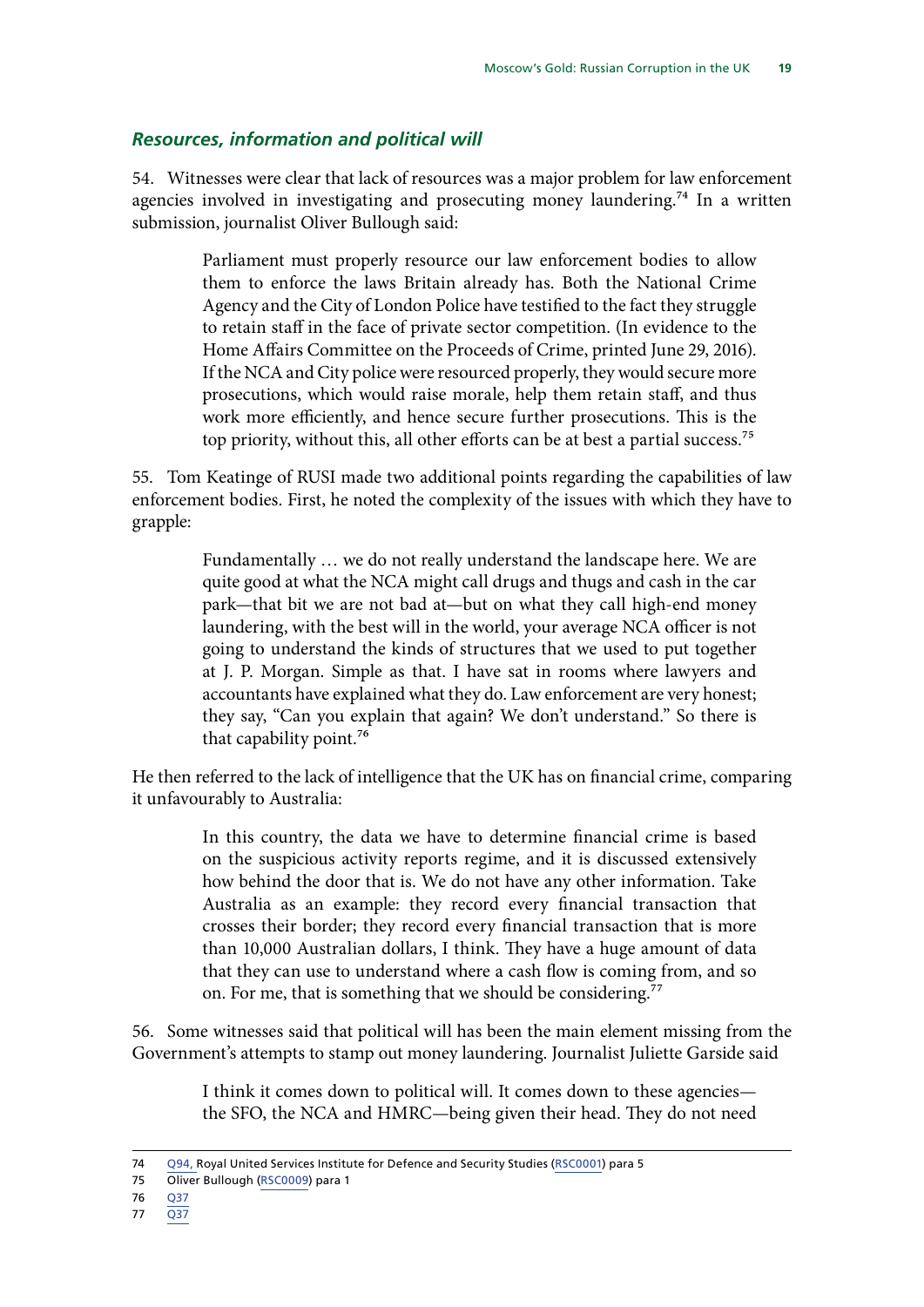### *Resources, information and political will*

54. Witnesses were clear that lack of resources was a major problem for law enforcement agencies involved in investigating and prosecuting money laundering.[74] In a written submission, journalist Oliver Bullough said:

> Parliament must properly resource our law enforcement bodies to allow them to enforce the laws Britain already has. Both the National Crime Agency and the City of London Police have testified to the fact they struggle to retain staff in the face of private sector competition. (In evidence to the Home Affairs Committee on the Proceeds of Crime, printed June 29, 2016). If the NCA and City police were resourced properly, they would secure more prosecutions, which would raise morale, help them retain staff, and thus work more efficiently, and hence secure further prosecutions. This is the top priority, without this, all other efforts can be at best a partial success.[75]

55. Tom Keatinge of RUSI made two additional points regarding the capabilities of law enforcement bodies. First, he noted the complexity of the issues with which they have to grapple:

> Fundamentally … we do not really understand the landscape here. We are quite good at what the NCA might call drugs and thugs and cash in the car park—that bit we are not bad at—but on what they call high-end money laundering, with the best will in the world, your average NCA officer is not going to understand the kinds of structures that we used to put together at J. P. Morgan. Simple as that. I have sat in rooms where lawyers and accountants have explained what they do. Law enforcement are very honest; they say, "Can you explain that again? We don't understand." So there is that capability point.[76]

He then referred to the lack of intelligence that the UK has on financial crime, comparing it unfavourably to Australia:

> In this country, the data we have to determine financial crime is based on the suspicious activity reports regime, and it is discussed extensively how behind the door that is. We do not have any other information. Take Australia as an example: they record every financial transaction that crosses their border; they record every financial transaction that is more than 10,000 Australian dollars, I think. They have a huge amount of data that they can use to understand where a cash flow is coming from, and so on. For me, that is something that we should be considering.[77]

56. Some witnesses said that political will has been the main element missing from the Government's attempts to stamp out money laundering. Journalist Juliette Garside said

> I think it comes down to political will. It comes down to these agencies—the SFO, the NCA and HMRC—being given their head. They do not need

---

74 Q94, Royal United Services Institute for Defence and Security Studies (RSC0001) para 5

75 Oliver Bullough (RSC0009) para 1

76 Q37

77 Q37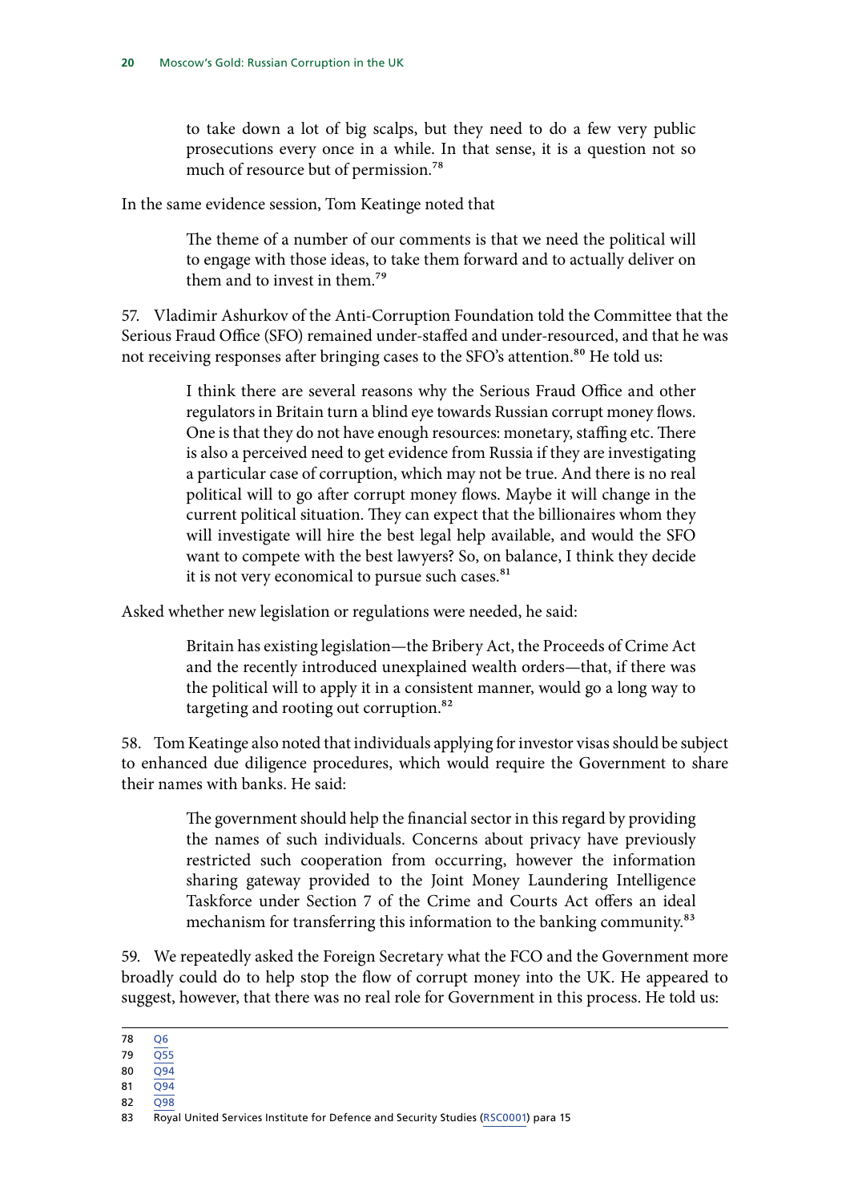> to take down a lot of big scalps, but they need to do a few very public prosecutions every once in a while. In that sense, it is a question not so much of resource but of permission.[78]

In the same evidence session, Tom Keatinge noted that

> The theme of a number of our comments is that we need the political will to engage with those ideas, to take them forward and to actually deliver on them and to invest in them.[79]

57. Vladimir Ashurkov of the Anti-Corruption Foundation told the Committee that the Serious Fraud Office (SFO) remained under-staffed and under-resourced, and that he was not receiving responses after bringing cases to the SFO's attention.[80] He told us:

> I think there are several reasons why the Serious Fraud Office and other regulators in Britain turn a blind eye towards Russian corrupt money flows. One is that they do not have enough resources: monetary, staffing etc. There is also a perceived need to get evidence from Russia if they are investigating a particular case of corruption, which may not be true. And there is no real political will to go after corrupt money flows. Maybe it will change in the current political situation. They can expect that the billionaires whom they will investigate will hire the best legal help available, and would the SFO want to compete with the best lawyers? So, on balance, I think they decide it is not very economical to pursue such cases.[81]

Asked whether new legislation or regulations were needed, he said:

> Britain has existing legislation—the Bribery Act, the Proceeds of Crime Act and the recently introduced unexplained wealth orders—that, if there was the political will to apply it in a consistent manner, would go a long way to targeting and rooting out corruption.[82]

58. Tom Keatinge also noted that individuals applying for investor visas should be subject to enhanced due diligence procedures, which would require the Government to share their names with banks. He said:

> The government should help the financial sector in this regard by providing the names of such individuals. Concerns about privacy have previously restricted such cooperation from occurring, however the information sharing gateway provided to the Joint Money Laundering Intelligence Taskforce under Section 7 of the Crime and Courts Act offers an ideal mechanism for transferring this information to the banking community.[83]

59. We repeatedly asked the Foreign Secretary what the FCO and the Government more broadly could do to help stop the flow of corrupt money into the UK. He appeared to suggest, however, that there was no real role for Government in this process. He told us:

78 Q6
79 Q55
80 Q94
81 Q94
82 Q98
83 Royal United Services Institute for Defence and Security Studies (RSC0001) para 15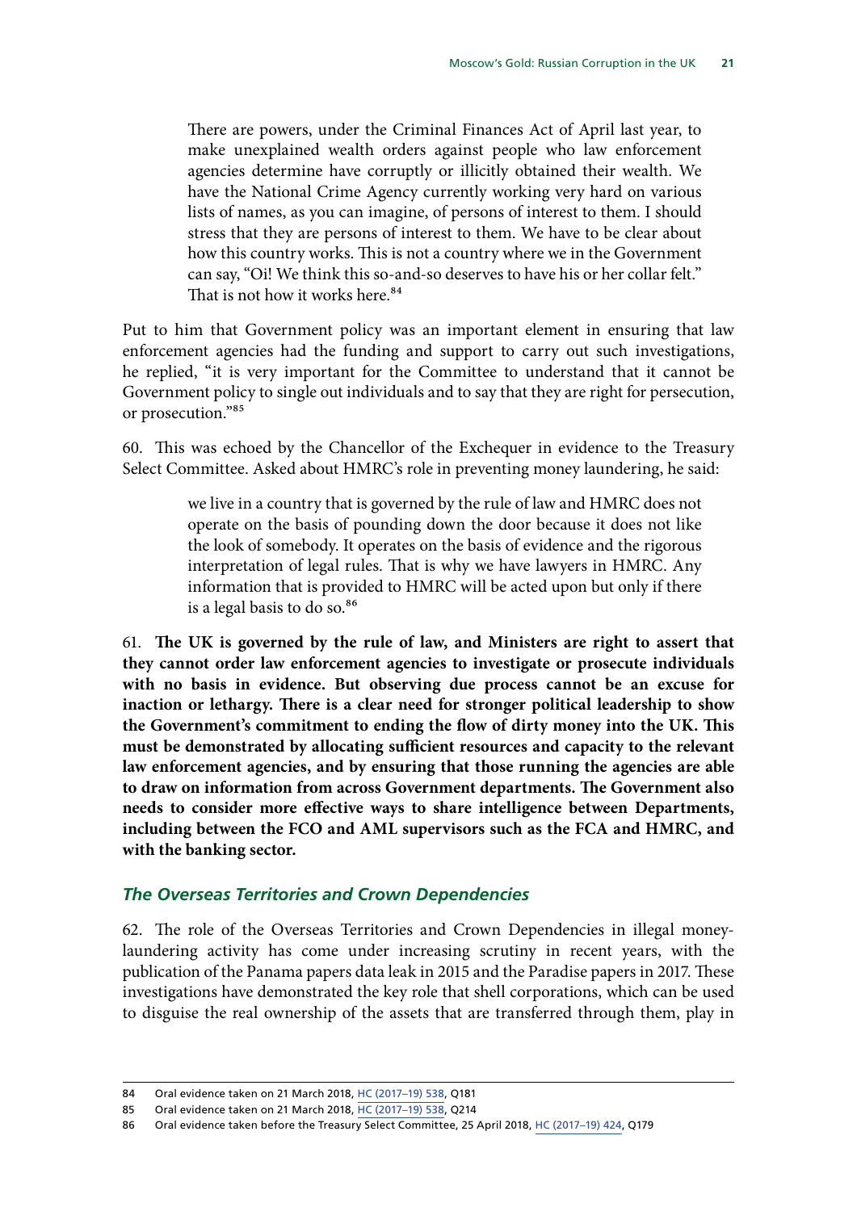> There are powers, under the Criminal Finances Act of April last year, to make unexplained wealth orders against people who law enforcement agencies determine have corruptly or illicitly obtained their wealth. We have the National Crime Agency currently working very hard on various lists of names, as you can imagine, of persons of interest to them. I should stress that they are persons of interest to them. We have to be clear about how this country works. This is not a country where we in the Government can say, "Oi! We think this so-and-so deserves to have his or her collar felt." That is not how it works here.[84]

Put to him that Government policy was an important element in ensuring that law enforcement agencies had the funding and support to carry out such investigations, he replied, "it is very important for the Committee to understand that it cannot be Government policy to single out individuals and to say that they are right for persecution, or prosecution."[85]

60. This was echoed by the Chancellor of the Exchequer in evidence to the Treasury Select Committee. Asked about HMRC's role in preventing money laundering, he said:

> we live in a country that is governed by the rule of law and HMRC does not operate on the basis of pounding down the door because it does not like the look of somebody. It operates on the basis of evidence and the rigorous interpretation of legal rules. That is why we have lawyers in HMRC. Any information that is provided to HMRC will be acted upon but only if there is a legal basis to do so.[86]

61. **The UK is governed by the rule of law, and Ministers are right to assert that they cannot order law enforcement agencies to investigate or prosecute individuals with no basis in evidence. But observing due process cannot be an excuse for inaction or lethargy. There is a clear need for stronger political leadership to show the Government's commitment to ending the flow of dirty money into the UK. This must be demonstrated by allocating sufficient resources and capacity to the relevant law enforcement agencies, and by ensuring that those running the agencies are able to draw on information from across Government departments. The Government also needs to consider more effective ways to share intelligence between Departments, including between the FCO and AML supervisors such as the FCA and HMRC, and with the banking sector.**

### *The Overseas Territories and Crown Dependencies*

62. The role of the Overseas Territories and Crown Dependencies in illegal money-laundering activity has come under increasing scrutiny in recent years, with the publication of the Panama papers data leak in 2015 and the Paradise papers in 2017. These investigations have demonstrated the key role that shell corporations, which can be used to disguise the real ownership of the assets that are transferred through them, play in

---

84 Oral evidence taken on 21 March 2018, HC (2017–19) 538, Q181

85 Oral evidence taken on 21 March 2018, HC (2017–19) 538, Q214

86 Oral evidence taken before the Treasury Select Committee, 25 April 2018, HC (2017–19) 424, Q179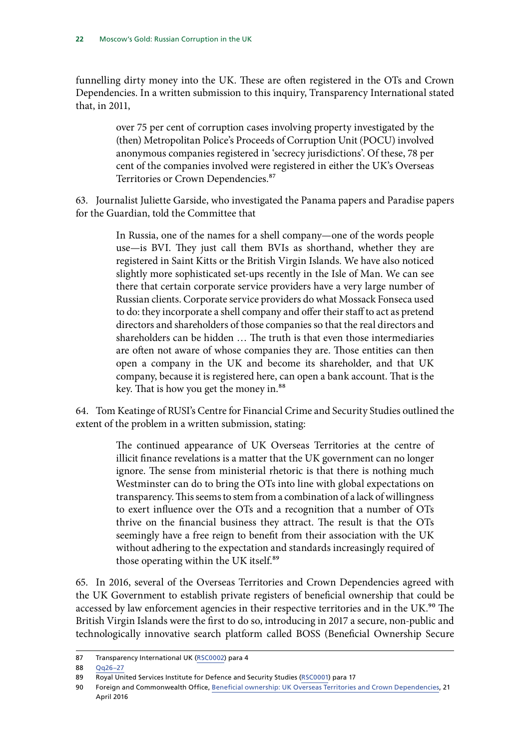funnelling dirty money into the UK. These are often registered in the OTs and Crown Dependencies. In a written submission to this inquiry, Transparency International stated that, in 2011,

> over 75 per cent of corruption cases involving property investigated by the (then) Metropolitan Police's Proceeds of Corruption Unit (POCU) involved anonymous companies registered in 'secrecy jurisdictions'. Of these, 78 per cent of the companies involved were registered in either the UK's Overseas Territories or Crown Dependencies.[87]

63. Journalist Juliette Garside, who investigated the Panama papers and Paradise papers for the Guardian, told the Committee that

> In Russia, one of the names for a shell company—one of the words people use—is BVI. They just call them BVIs as shorthand, whether they are registered in Saint Kitts or the British Virgin Islands. We have also noticed slightly more sophisticated set-ups recently in the Isle of Man. We can see there that certain corporate service providers have a very large number of Russian clients. Corporate service providers do what Mossack Fonseca used to do: they incorporate a shell company and offer their staff to act as pretend directors and shareholders of those companies so that the real directors and shareholders can be hidden … The truth is that even those intermediaries are often not aware of whose companies they are. Those entities can then open a company in the UK and become its shareholder, and that UK company, because it is registered here, can open a bank account. That is the key. That is how you get the money in.[88]

64. Tom Keatinge of RUSI's Centre for Financial Crime and Security Studies outlined the extent of the problem in a written submission, stating:

> The continued appearance of UK Overseas Territories at the centre of illicit finance revelations is a matter that the UK government can no longer ignore. The sense from ministerial rhetoric is that there is nothing much Westminster can do to bring the OTs into line with global expectations on transparency. This seems to stem from a combination of a lack of willingness to exert influence over the OTs and a recognition that a number of OTs thrive on the financial business they attract. The result is that the OTs seemingly have a free reign to benefit from their association with the UK without adhering to the expectation and standards increasingly required of those operating within the UK itself.[89]

65. In 2016, several of the Overseas Territories and Crown Dependencies agreed with the UK Government to establish private registers of beneficial ownership that could be accessed by law enforcement agencies in their respective territories and in the UK.[90] The British Virgin Islands were the first to do so, introducing in 2017 a secure, non-public and technologically innovative search platform called BOSS (Beneficial Ownership Secure

---

87 Transparency International UK (RSC0002) para 4

88 Qq26–27

89 Royal United Services Institute for Defence and Security Studies (RSC0001) para 17

90 Foreign and Commonwealth Office, Beneficial ownership: UK Overseas Territories and Crown Dependencies, 21 April 2016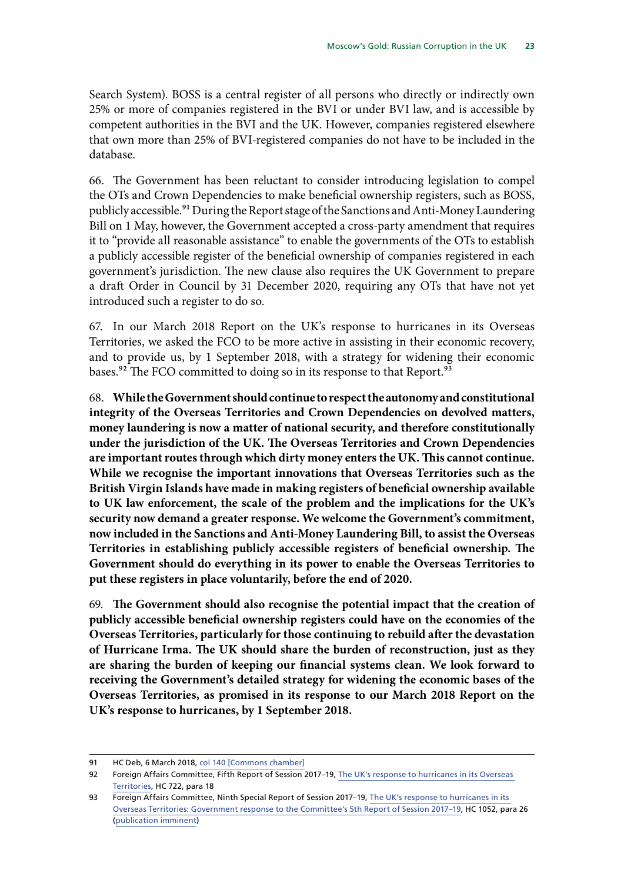Search System). BOSS is a central register of all persons who directly or indirectly own 25% or more of companies registered in the BVI or under BVI law, and is accessible by competent authorities in the BVI and the UK. However, companies registered elsewhere that own more than 25% of BVI-registered companies do not have to be included in the database.

66. The Government has been reluctant to consider introducing legislation to compel the OTs and Crown Dependencies to make beneficial ownership registers, such as BOSS, publicly accessible.[91] During the Report stage of the Sanctions and Anti-Money Laundering Bill on 1 May, however, the Government accepted a cross-party amendment that requires it to "provide all reasonable assistance" to enable the governments of the OTs to establish a publicly accessible register of the beneficial ownership of companies registered in each government's jurisdiction. The new clause also requires the UK Government to prepare a draft Order in Council by 31 December 2020, requiring any OTs that have not yet introduced such a register to do so.

67. In our March 2018 Report on the UK's response to hurricanes in its Overseas Territories, we asked the FCO to be more active in assisting in their economic recovery, and to provide us, by 1 September 2018, with a strategy for widening their economic bases.[92] The FCO committed to doing so in its response to that Report.[93]

68. **While the Government should continue to respect the autonomy and constitutional integrity of the Overseas Territories and Crown Dependencies on devolved matters, money laundering is now a matter of national security, and therefore constitutionally under the jurisdiction of the UK. The Overseas Territories and Crown Dependencies are important routes through which dirty money enters the UK. This cannot continue. While we recognise the important innovations that Overseas Territories such as the British Virgin Islands have made in making registers of beneficial ownership available to UK law enforcement, the scale of the problem and the implications for the UK's security now demand a greater response. We welcome the Government's commitment, now included in the Sanctions and Anti-Money Laundering Bill, to assist the Overseas Territories in establishing publicly accessible registers of beneficial ownership. The Government should do everything in its power to enable the Overseas Territories to put these registers in place voluntarily, before the end of 2020.**

69. **The Government should also recognise the potential impact that the creation of publicly accessible beneficial ownership registers could have on the economies of the Overseas Territories, particularly for those continuing to rebuild after the devastation of Hurricane Irma. The UK should share the burden of reconstruction, just as they are sharing the burden of keeping our financial systems clean. We look forward to receiving the Government's detailed strategy for widening the economic bases of the Overseas Territories, as promised in its response to our March 2018 Report on the UK's response to hurricanes, by 1 September 2018.**

---

91 HC Deb, 6 March 2018, col 140 [Commons chamber]

92 Foreign Affairs Committee, Fifth Report of Session 2017–19, The UK's response to hurricanes in its Overseas Territories, HC 722, para 18

93 Foreign Affairs Committee, Ninth Special Report of Session 2017–19, The UK's response to hurricanes in its Overseas Territories: Government response to the Committee's 5th Report of Session 2017–19, HC 1052, para 26 (publication imminent)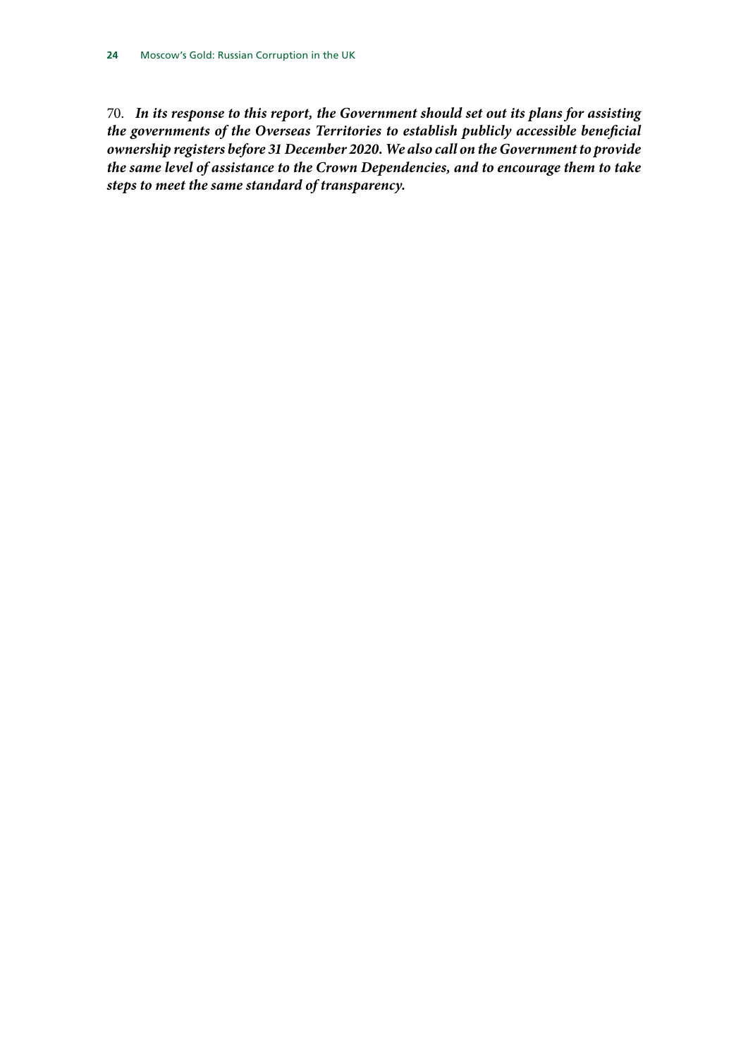70. ***In its response to this report, the Government should set out its plans for assisting the governments of the Overseas Territories to establish publicly accessible beneficial ownership registers before 31 December 2020. We also call on the Government to provide the same level of assistance to the Crown Dependencies, and to encourage them to take steps to meet the same standard of transparency.***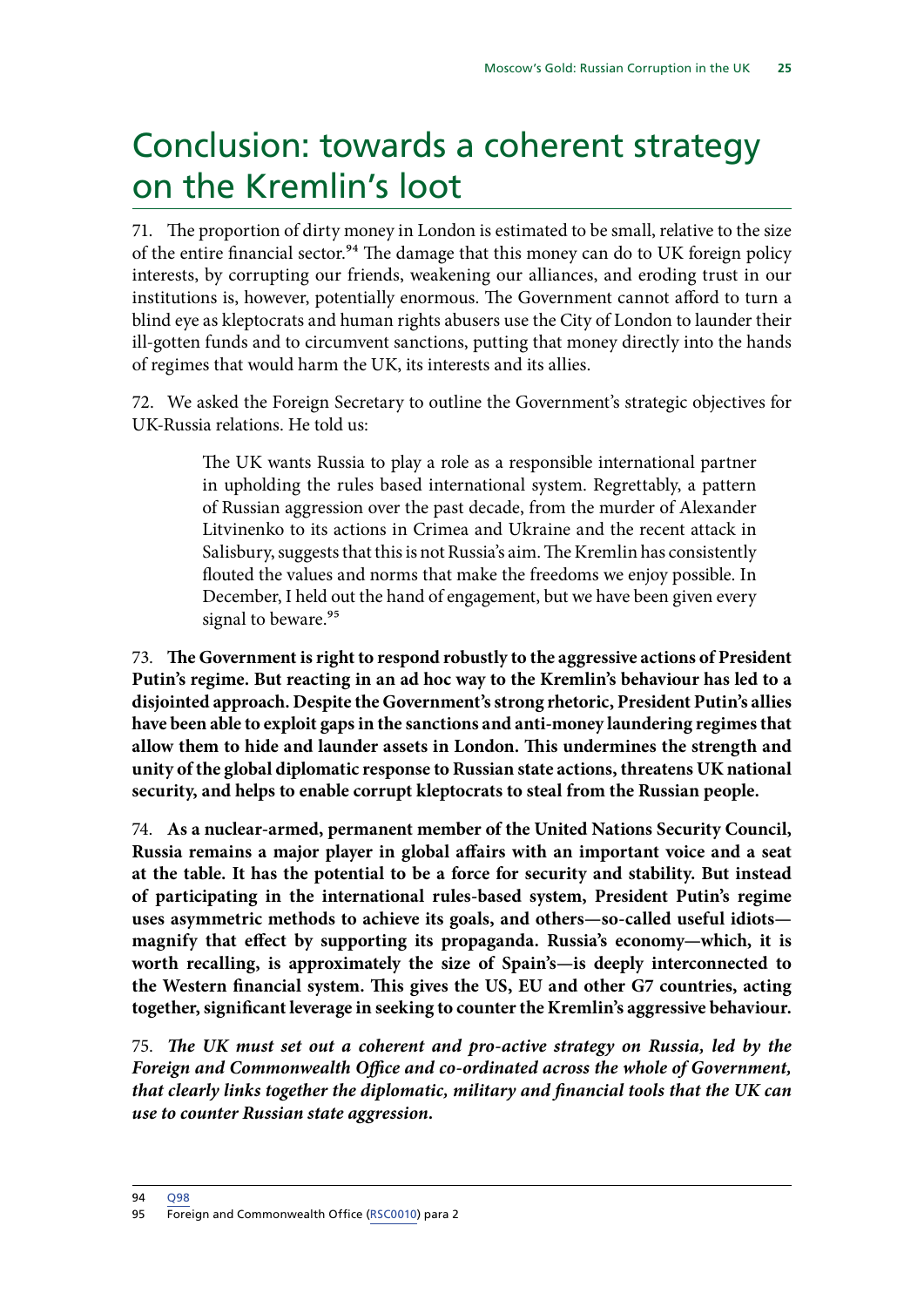# Conclusion: towards a coherent strategy on the Kremlin's loot

71. The proportion of dirty money in London is estimated to be small, relative to the size of the entire financial sector.[94] The damage that this money can do to UK foreign policy interests, by corrupting our friends, weakening our alliances, and eroding trust in our institutions is, however, potentially enormous. The Government cannot afford to turn a blind eye as kleptocrats and human rights abusers use the City of London to launder their ill-gotten funds and to circumvent sanctions, putting that money directly into the hands of regimes that would harm the UK, its interests and its allies.

72. We asked the Foreign Secretary to outline the Government's strategic objectives for UK-Russia relations. He told us:

> The UK wants Russia to play a role as a responsible international partner in upholding the rules based international system. Regrettably, a pattern of Russian aggression over the past decade, from the murder of Alexander Litvinenko to its actions in Crimea and Ukraine and the recent attack in Salisbury, suggests that this is not Russia's aim. The Kremlin has consistently flouted the values and norms that make the freedoms we enjoy possible. In December, I held out the hand of engagement, but we have been given every signal to beware.[95]

73. **The Government is right to respond robustly to the aggressive actions of President Putin's regime. But reacting in an ad hoc way to the Kremlin's behaviour has led to a disjointed approach. Despite the Government's strong rhetoric, President Putin's allies have been able to exploit gaps in the sanctions and anti-money laundering regimes that allow them to hide and launder assets in London. This undermines the strength and unity of the global diplomatic response to Russian state actions, threatens UK national security, and helps to enable corrupt kleptocrats to steal from the Russian people.**

74. **As a nuclear-armed, permanent member of the United Nations Security Council, Russia remains a major player in global affairs with an important voice and a seat at the table. It has the potential to be a force for security and stability. But instead of participating in the international rules-based system, President Putin's regime uses asymmetric methods to achieve its goals, and others—so-called useful idiots—magnify that effect by supporting its propaganda. Russia's economy—which, it is worth recalling, is approximately the size of Spain's—is deeply interconnected to the Western financial system. This gives the US, EU and other G7 countries, acting together, significant leverage in seeking to counter the Kremlin's aggressive behaviour.**

75. ***The UK must set out a coherent and pro-active strategy on Russia, led by the Foreign and Commonwealth Office and co-ordinated across the whole of Government, that clearly links together the diplomatic, military and financial tools that the UK can use to counter Russian state aggression.***

94 Q98

95 Foreign and Commonwealth Office (RSC0010) para 2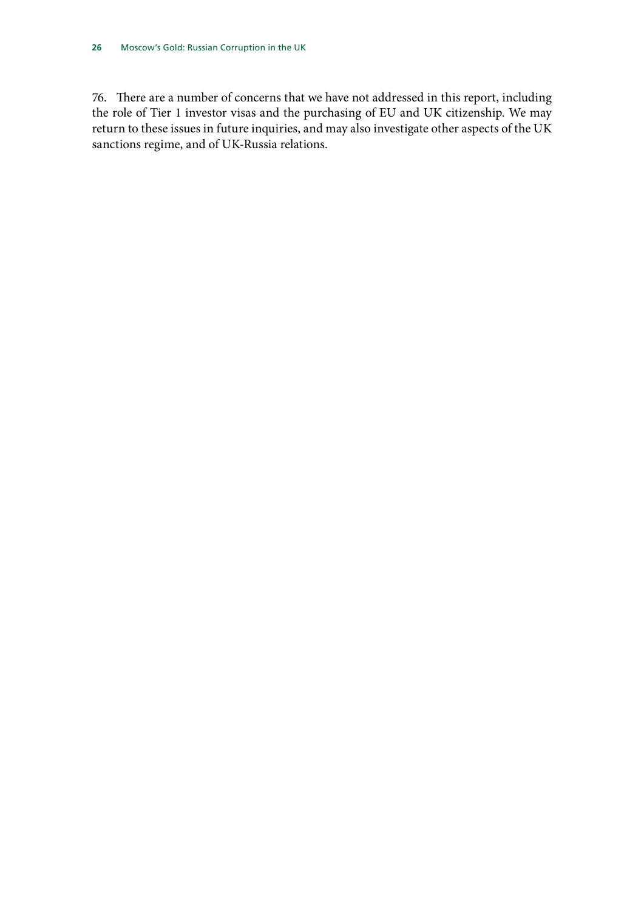76. There are a number of concerns that we have not addressed in this report, including the role of Tier 1 investor visas and the purchasing of EU and UK citizenship. We may return to these issues in future inquiries, and may also investigate other aspects of the UK sanctions regime, and of UK-Russia relations.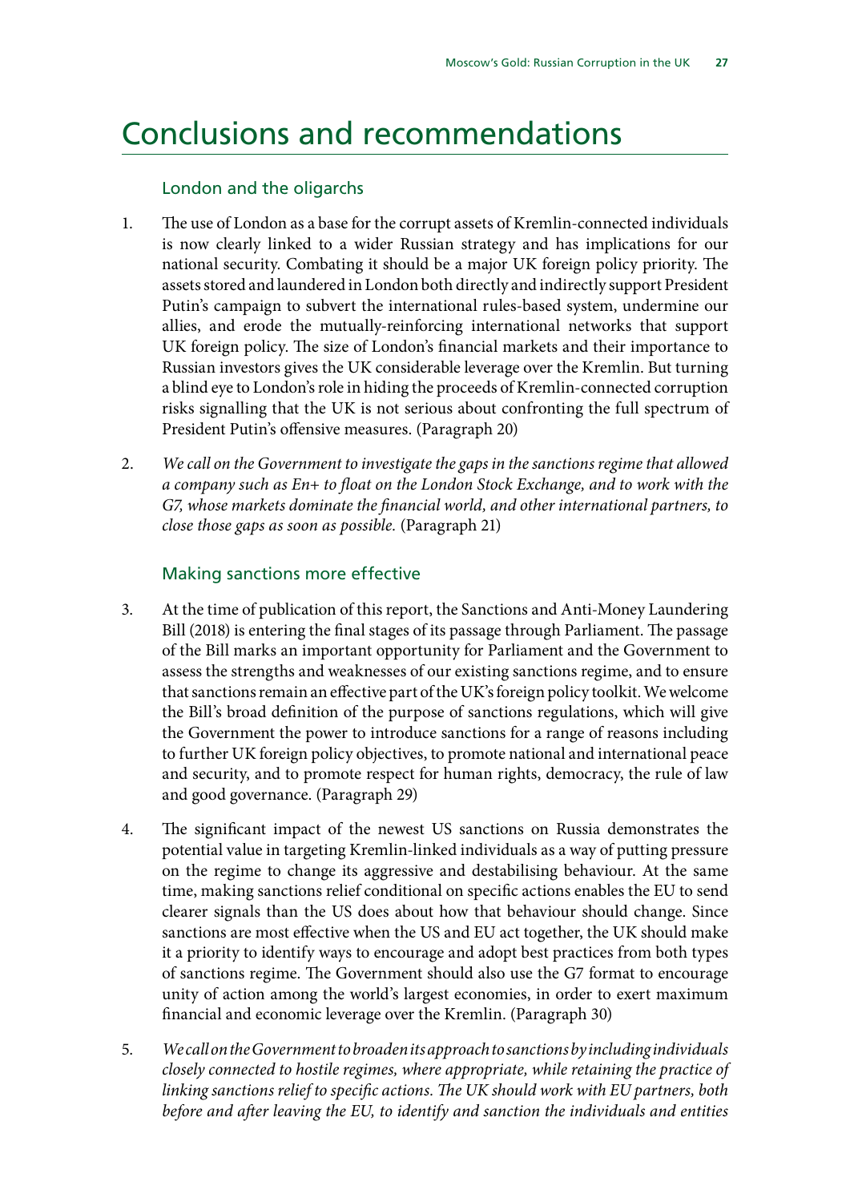# Conclusions and recommendations

## London and the oligarchs

1. The use of London as a base for the corrupt assets of Kremlin-connected individuals is now clearly linked to a wider Russian strategy and has implications for our national security. Combating it should be a major UK foreign policy priority. The assets stored and laundered in London both directly and indirectly support President Putin's campaign to subvert the international rules-based system, undermine our allies, and erode the mutually-reinforcing international networks that support UK foreign policy. The size of London's financial markets and their importance to Russian investors gives the UK considerable leverage over the Kremlin. But turning a blind eye to London's role in hiding the proceeds of Kremlin-connected corruption risks signalling that the UK is not serious about confronting the full spectrum of President Putin's offensive measures. (Paragraph 20)

2. *We call on the Government to investigate the gaps in the sanctions regime that allowed a company such as En+ to float on the London Stock Exchange, and to work with the G7, whose markets dominate the financial world, and other international partners, to close those gaps as soon as possible.* (Paragraph 21)

## Making sanctions more effective

3. At the time of publication of this report, the Sanctions and Anti-Money Laundering Bill (2018) is entering the final stages of its passage through Parliament. The passage of the Bill marks an important opportunity for Parliament and the Government to assess the strengths and weaknesses of our existing sanctions regime, and to ensure that sanctions remain an effective part of the UK's foreign policy toolkit. We welcome the Bill's broad definition of the purpose of sanctions regulations, which will give the Government the power to introduce sanctions for a range of reasons including to further UK foreign policy objectives, to promote national and international peace and security, and to promote respect for human rights, democracy, the rule of law and good governance. (Paragraph 29)

4. The significant impact of the newest US sanctions on Russia demonstrates the potential value in targeting Kremlin-linked individuals as a way of putting pressure on the regime to change its aggressive and destabilising behaviour. At the same time, making sanctions relief conditional on specific actions enables the EU to send clearer signals than the US does about how that behaviour should change. Since sanctions are most effective when the US and EU act together, the UK should make it a priority to identify ways to encourage and adopt best practices from both types of sanctions regime. The Government should also use the G7 format to encourage unity of action among the world's largest economies, in order to exert maximum financial and economic leverage over the Kremlin. (Paragraph 30)

5. *We call on the Government to broaden its approach to sanctions by including individuals closely connected to hostile regimes, where appropriate, while retaining the practice of linking sanctions relief to specific actions. The UK should work with EU partners, both before and after leaving the EU, to identify and sanction the individuals and entities*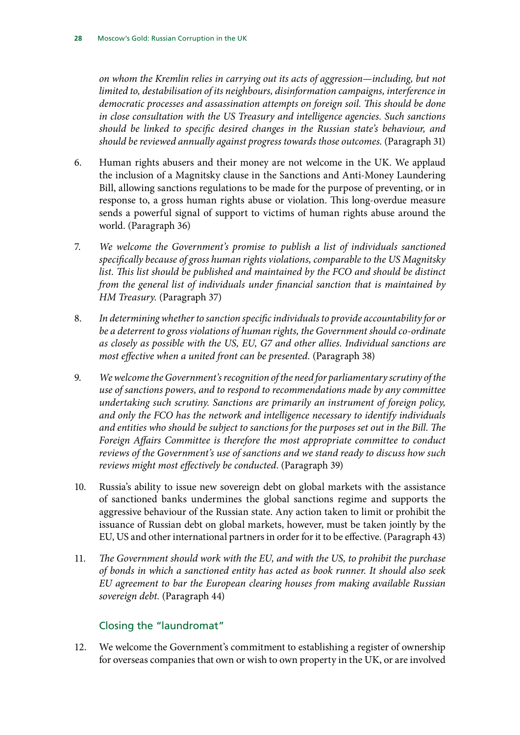*on whom the Kremlin relies in carrying out its acts of aggression—including, but not limited to, destabilisation of its neighbours, disinformation campaigns, interference in democratic processes and assassination attempts on foreign soil. This should be done in close consultation with the US Treasury and intelligence agencies. Such sanctions should be linked to specific desired changes in the Russian state's behaviour, and should be reviewed annually against progress towards those outcomes.* (Paragraph 31)

6. Human rights abusers and their money are not welcome in the UK. We applaud the inclusion of a Magnitsky clause in the Sanctions and Anti-Money Laundering Bill, allowing sanctions regulations to be made for the purpose of preventing, or in response to, a gross human rights abuse or violation. This long-overdue measure sends a powerful signal of support to victims of human rights abuse around the world. (Paragraph 36)

7. *We welcome the Government's promise to publish a list of individuals sanctioned specifically because of gross human rights violations, comparable to the US Magnitsky list. This list should be published and maintained by the FCO and should be distinct from the general list of individuals under financial sanction that is maintained by HM Treasury.* (Paragraph 37)

8. *In determining whether to sanction specific individuals to provide accountability for or be a deterrent to gross violations of human rights, the Government should co-ordinate as closely as possible with the US, EU, G7 and other allies. Individual sanctions are most effective when a united front can be presented.* (Paragraph 38)

9. *We welcome the Government's recognition of the need for parliamentary scrutiny of the use of sanctions powers, and to respond to recommendations made by any committee undertaking such scrutiny. Sanctions are primarily an instrument of foreign policy, and only the FCO has the network and intelligence necessary to identify individuals and entities who should be subject to sanctions for the purposes set out in the Bill. The Foreign Affairs Committee is therefore the most appropriate committee to conduct reviews of the Government's use of sanctions and we stand ready to discuss how such reviews might most effectively be conducted.* (Paragraph 39)

10. Russia's ability to issue new sovereign debt on global markets with the assistance of sanctioned banks undermines the global sanctions regime and supports the aggressive behaviour of the Russian state. Any action taken to limit or prohibit the issuance of Russian debt on global markets, however, must be taken jointly by the EU, US and other international partners in order for it to be effective. (Paragraph 43)

11. *The Government should work with the EU, and with the US, to prohibit the purchase of bonds in which a sanctioned entity has acted as book runner. It should also seek EU agreement to bar the European clearing houses from making available Russian sovereign debt.* (Paragraph 44)

### Closing the "laundromat"

12. We welcome the Government's commitment to establishing a register of ownership for overseas companies that own or wish to own property in the UK, or are involved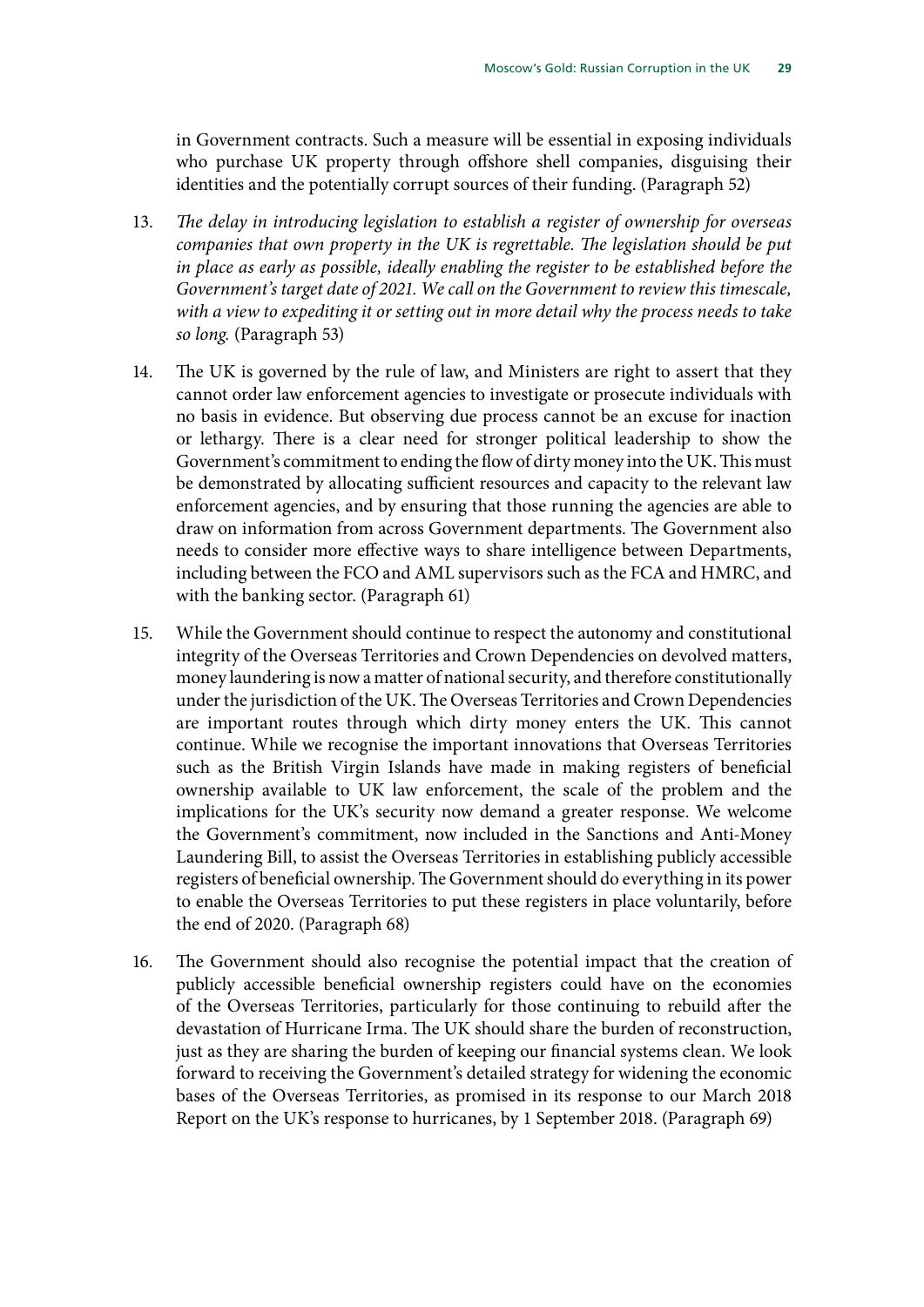in Government contracts. Such a measure will be essential in exposing individuals who purchase UK property through offshore shell companies, disguising their identities and the potentially corrupt sources of their funding. (Paragraph 52)

13. *The delay in introducing legislation to establish a register of ownership for overseas companies that own property in the UK is regrettable. The legislation should be put in place as early as possible, ideally enabling the register to be established before the Government's target date of 2021. We call on the Government to review this timescale, with a view to expediting it or setting out in more detail why the process needs to take so long.* (Paragraph 53)

14. The UK is governed by the rule of law, and Ministers are right to assert that they cannot order law enforcement agencies to investigate or prosecute individuals with no basis in evidence. But observing due process cannot be an excuse for inaction or lethargy. There is a clear need for stronger political leadership to show the Government's commitment to ending the flow of dirty money into the UK. This must be demonstrated by allocating sufficient resources and capacity to the relevant law enforcement agencies, and by ensuring that those running the agencies are able to draw on information from across Government departments. The Government also needs to consider more effective ways to share intelligence between Departments, including between the FCO and AML supervisors such as the FCA and HMRC, and with the banking sector. (Paragraph 61)

15. While the Government should continue to respect the autonomy and constitutional integrity of the Overseas Territories and Crown Dependencies on devolved matters, money laundering is now a matter of national security, and therefore constitutionally under the jurisdiction of the UK. The Overseas Territories and Crown Dependencies are important routes through which dirty money enters the UK. This cannot continue. While we recognise the important innovations that Overseas Territories such as the British Virgin Islands have made in making registers of beneficial ownership available to UK law enforcement, the scale of the problem and the implications for the UK's security now demand a greater response. We welcome the Government's commitment, now included in the Sanctions and Anti-Money Laundering Bill, to assist the Overseas Territories in establishing publicly accessible registers of beneficial ownership. The Government should do everything in its power to enable the Overseas Territories to put these registers in place voluntarily, before the end of 2020. (Paragraph 68)

16. The Government should also recognise the potential impact that the creation of publicly accessible beneficial ownership registers could have on the economies of the Overseas Territories, particularly for those continuing to rebuild after the devastation of Hurricane Irma. The UK should share the burden of reconstruction, just as they are sharing the burden of keeping our financial systems clean. We look forward to receiving the Government's detailed strategy for widening the economic bases of the Overseas Territories, as promised in its response to our March 2018 Report on the UK's response to hurricanes, by 1 September 2018. (Paragraph 69)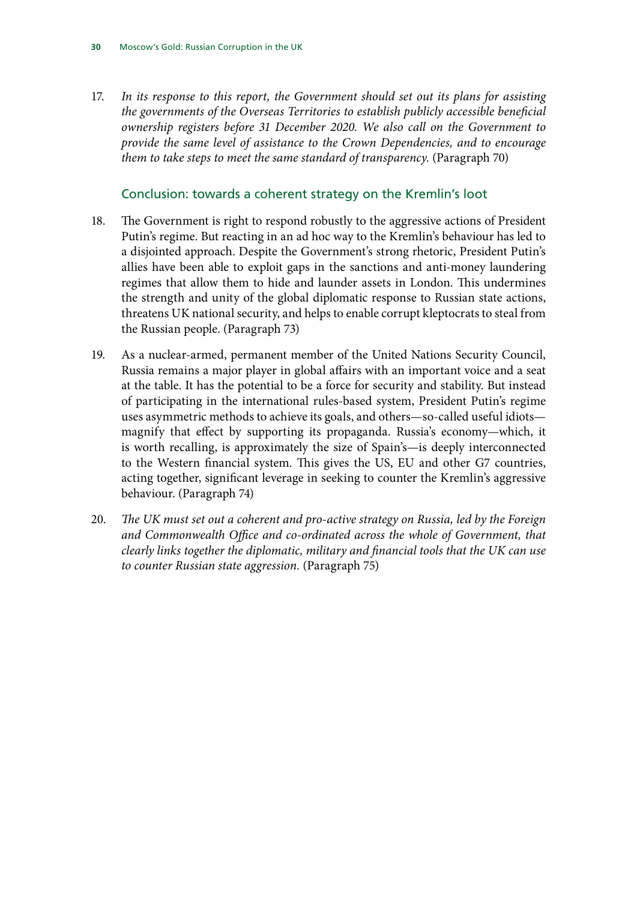17. *In its response to this report, the Government should set out its plans for assisting the governments of the Overseas Territories to establish publicly accessible beneficial ownership registers before 31 December 2020. We also call on the Government to provide the same level of assistance to the Crown Dependencies, and to encourage them to take steps to meet the same standard of transparency.* (Paragraph 70)

### Conclusion: towards a coherent strategy on the Kremlin's loot

18. The Government is right to respond robustly to the aggressive actions of President Putin's regime. But reacting in an ad hoc way to the Kremlin's behaviour has led to a disjointed approach. Despite the Government's strong rhetoric, President Putin's allies have been able to exploit gaps in the sanctions and anti-money laundering regimes that allow them to hide and launder assets in London. This undermines the strength and unity of the global diplomatic response to Russian state actions, threatens UK national security, and helps to enable corrupt kleptocrats to steal from the Russian people. (Paragraph 73)

19. As a nuclear-armed, permanent member of the United Nations Security Council, Russia remains a major player in global affairs with an important voice and a seat at the table. It has the potential to be a force for security and stability. But instead of participating in the international rules-based system, President Putin's regime uses asymmetric methods to achieve its goals, and others—so-called useful idiots—magnify that effect by supporting its propaganda. Russia's economy—which, it is worth recalling, is approximately the size of Spain's—is deeply interconnected to the Western financial system. This gives the US, EU and other G7 countries, acting together, significant leverage in seeking to counter the Kremlin's aggressive behaviour. (Paragraph 74)

20. *The UK must set out a coherent and pro-active strategy on Russia, led by the Foreign and Commonwealth Office and co-ordinated across the whole of Government, that clearly links together the diplomatic, military and financial tools that the UK can use to counter Russian state aggression.* (Paragraph 75)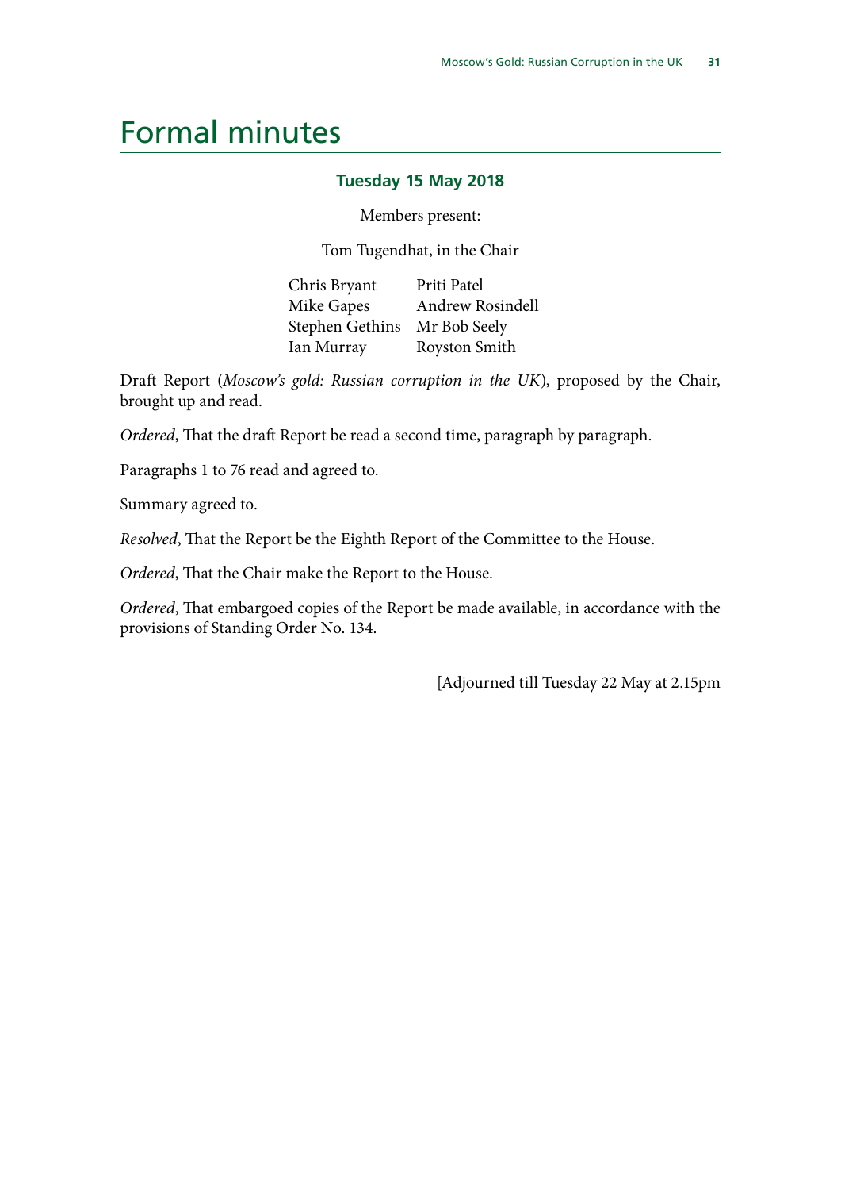# Formal minutes

### Tuesday 15 May 2018

Members present:

Tom Tugendhat, in the Chair

Chris Bryant
Mike Gapes
Stephen Gethins
Ian Murray
Priti Patel
Andrew Rosindell
Mr Bob Seely
Royston Smith

Draft Report (*Moscow's gold: Russian corruption in the UK*), proposed by the Chair, brought up and read.

*Ordered*, That the draft Report be read a second time, paragraph by paragraph.

Paragraphs 1 to 76 read and agreed to.

Summary agreed to.

*Resolved*, That the Report be the Eighth Report of the Committee to the House.

*Ordered*, That the Chair make the Report to the House.

*Ordered*, That embargoed copies of the Report be made available, in accordance with the provisions of Standing Order No. 134.

[Adjourned till Tuesday 22 May at 2.15pm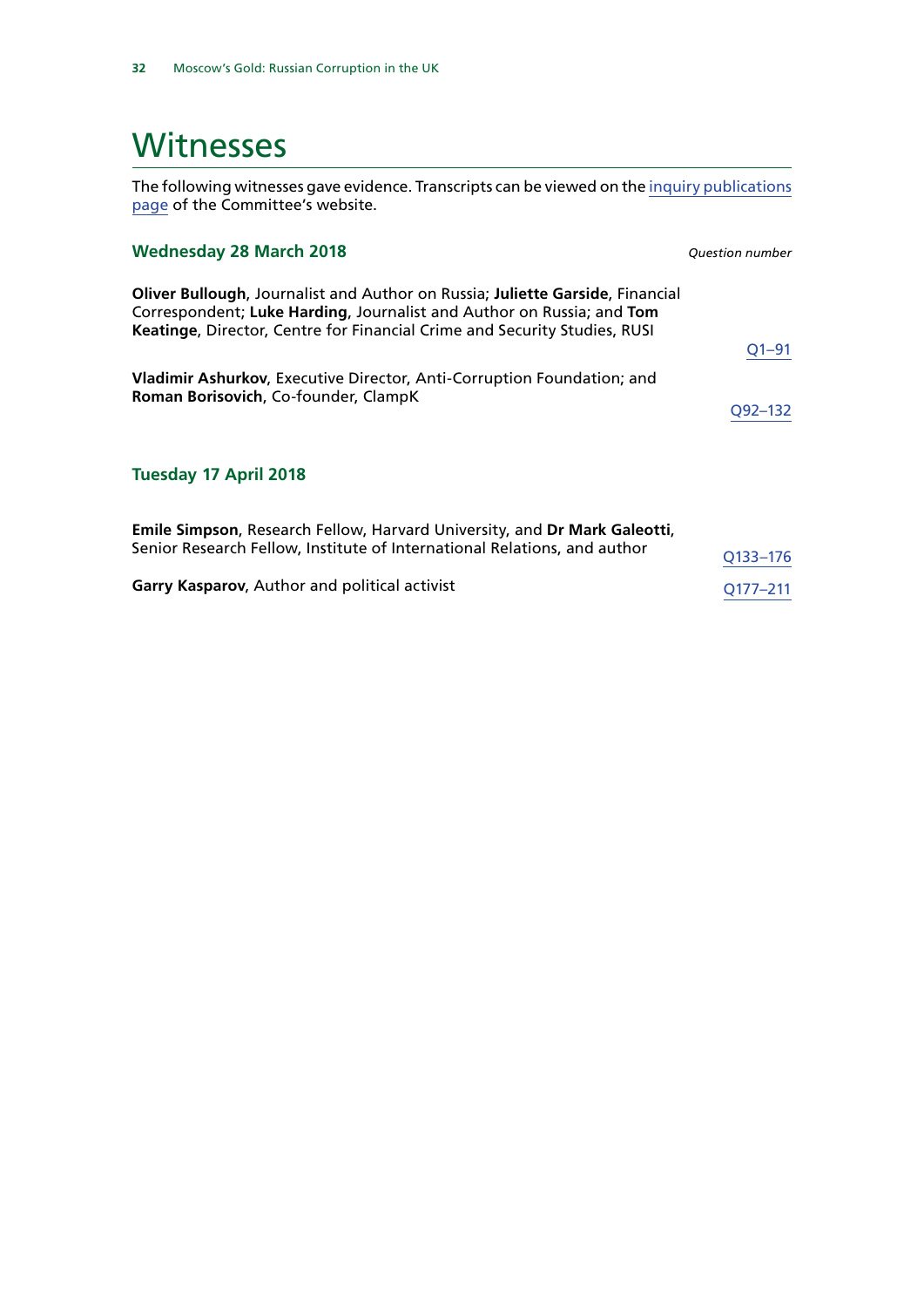# Witnesses

The following witnesses gave evidence. Transcripts can be viewed on the inquiry publications page of the Committee's website.

### Wednesday 28 March 2018

*Question number*

**Oliver Bullough**, Journalist and Author on Russia; **Juliette Garside**, Financial Correspondent; **Luke Harding**, Journalist and Author on Russia; and **Tom Keatinge**, Director, Centre for Financial Crime and Security Studies, RUSI — Q1–91

**Vladimir Ashurkov**, Executive Director, Anti-Corruption Foundation; and **Roman Borisovich**, Co-founder, ClampK — Q92–132

### Tuesday 17 April 2018

**Emile Simpson**, Research Fellow, Harvard University, and **Dr Mark Galeotti**, Senior Research Fellow, Institute of International Relations, and author — Q133–176

**Garry Kasparov**, Author and political activist — Q177–211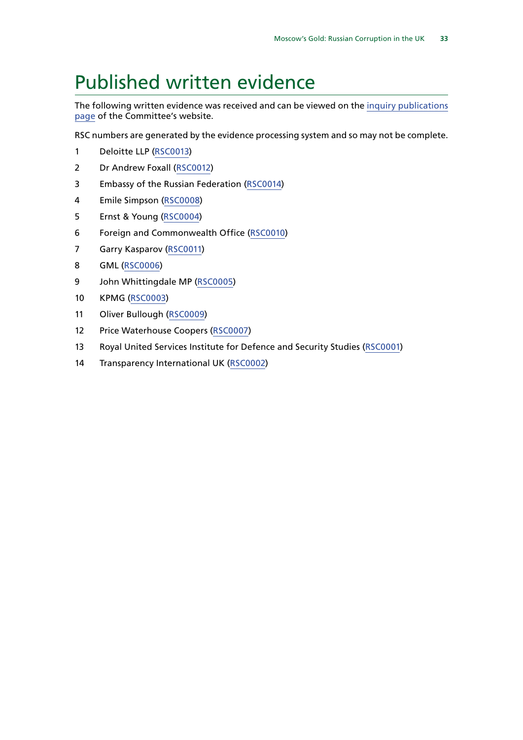# Published written evidence

The following written evidence was received and can be viewed on the inquiry publications page of the Committee's website.

RSC numbers are generated by the evidence processing system and so may not be complete.

1 Deloitte LLP (RSC0013)

2 Dr Andrew Foxall (RSC0012)

3 Embassy of the Russian Federation (RSC0014)

4 Emile Simpson (RSC0008)

5 Ernst & Young (RSC0004)

6 Foreign and Commonwealth Office (RSC0010)

7 Garry Kasparov (RSC0011)

8 GML (RSC0006)

9 John Whittingdale MP (RSC0005)

10 KPMG (RSC0003)

11 Oliver Bullough (RSC0009)

12 Price Waterhouse Coopers (RSC0007)

13 Royal United Services Institute for Defence and Security Studies (RSC0001)

14 Transparency International UK (RSC0002)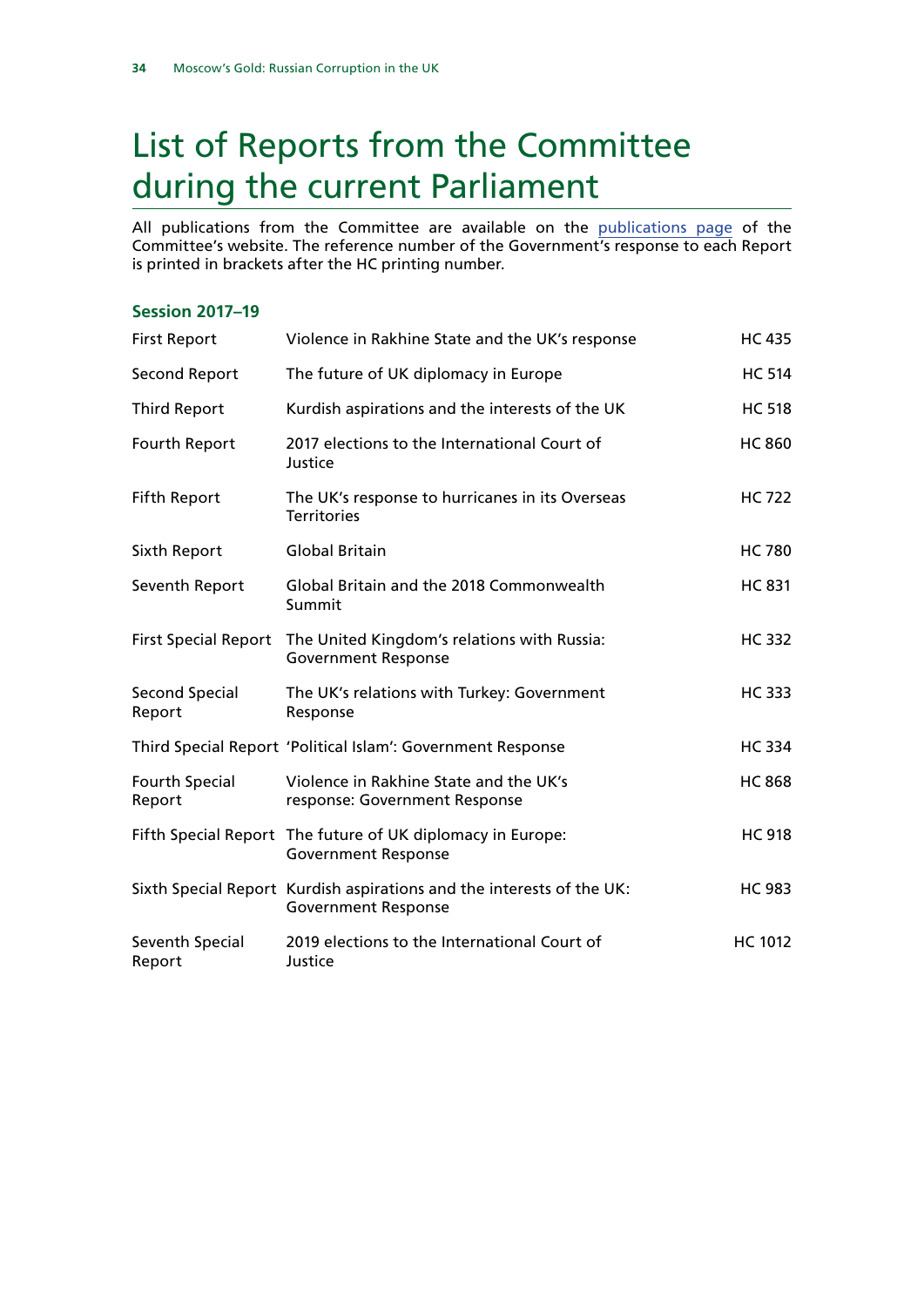# List of Reports from the Committee during the current Parliament

All publications from the Committee are available on the publications page of the Committee's website. The reference number of the Government's response to each Report is printed in brackets after the HC printing number.

### Session 2017–19

| | | |
|---|---|---|
| First Report | Violence in Rakhine State and the UK's response | HC 435 |
| Second Report | The future of UK diplomacy in Europe | HC 514 |
| Third Report | Kurdish aspirations and the interests of the UK | HC 518 |
| Fourth Report | 2017 elections to the International Court of Justice | HC 860 |
| Fifth Report | The UK's response to hurricanes in its Overseas Territories | HC 722 |
| Sixth Report | Global Britain | HC 780 |
| Seventh Report | Global Britain and the 2018 Commonwealth Summit | HC 831 |
| First Special Report | The United Kingdom's relations with Russia: Government Response | HC 332 |
| Second Special Report | The UK's relations with Turkey: Government Response | HC 333 |
| Third Special Report | 'Political Islam': Government Response | HC 334 |
| Fourth Special Report | Violence in Rakhine State and the UK's response: Government Response | HC 868 |
| Fifth Special Report | The future of UK diplomacy in Europe: Government Response | HC 918 |
| Sixth Special Report | Kurdish aspirations and the interests of the UK: Government Response | HC 983 |
| Seventh Special Report | 2019 elections to the International Court of Justice | HC 1012 |